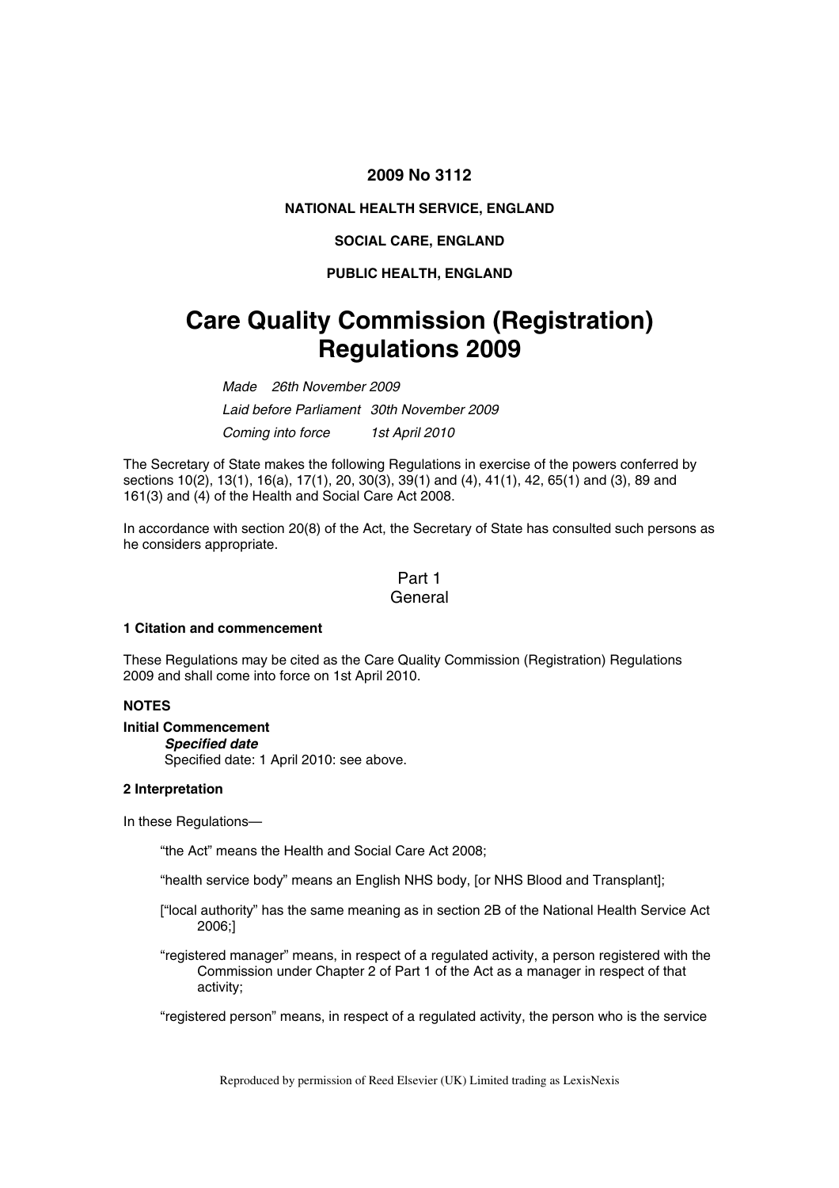**2009 No 3112**

**NATIONAL HEALTH SERVICE, ENGLAND**

**SOCIAL CARE, ENGLAND**

**PUBLIC HEALTH, ENGLAND**

# Care Quality Commission (Registration) Regulations 2009

*Made 26th November 2009*

*Laid before Parliament 30th November 2009*

*Coming into force 1st April 2010*

The Secretary of State makes the following Regulations in exercise of the powers conferred by sections 10(2), 13(1), 16(a), 17(1), 20, 30(3), 39(1) and (4), 41(1), 42, 65(1) and (3), 89 and 161(3) and (4) of the Health and Social Care Act 2008.

In accordance with section 20(8) of the Act, the Secretary of State has consulted such persons as he considers appropriate.

## Part 1
## General

### 1 Citation and commencement

These Regulations may be cited as the Care Quality Commission (Registration) Regulations 2009 and shall come into force on 1st April 2010.

**NOTES**

**Initial Commencement**

***Specified date***

Specified date: 1 April 2010: see above.

### 2 Interpretation

In these Regulations—

"the Act" means the Health and Social Care Act 2008;

"health service body" means an English NHS body, [or NHS Blood and Transplant];

["local authority" has the same meaning as in section 2B of the National Health Service Act 2006;]

"registered manager" means, in respect of a regulated activity, a person registered with the Commission under Chapter 2 of Part 1 of the Act as a manager in respect of that activity;

"registered person" means, in respect of a regulated activity, the person who is the service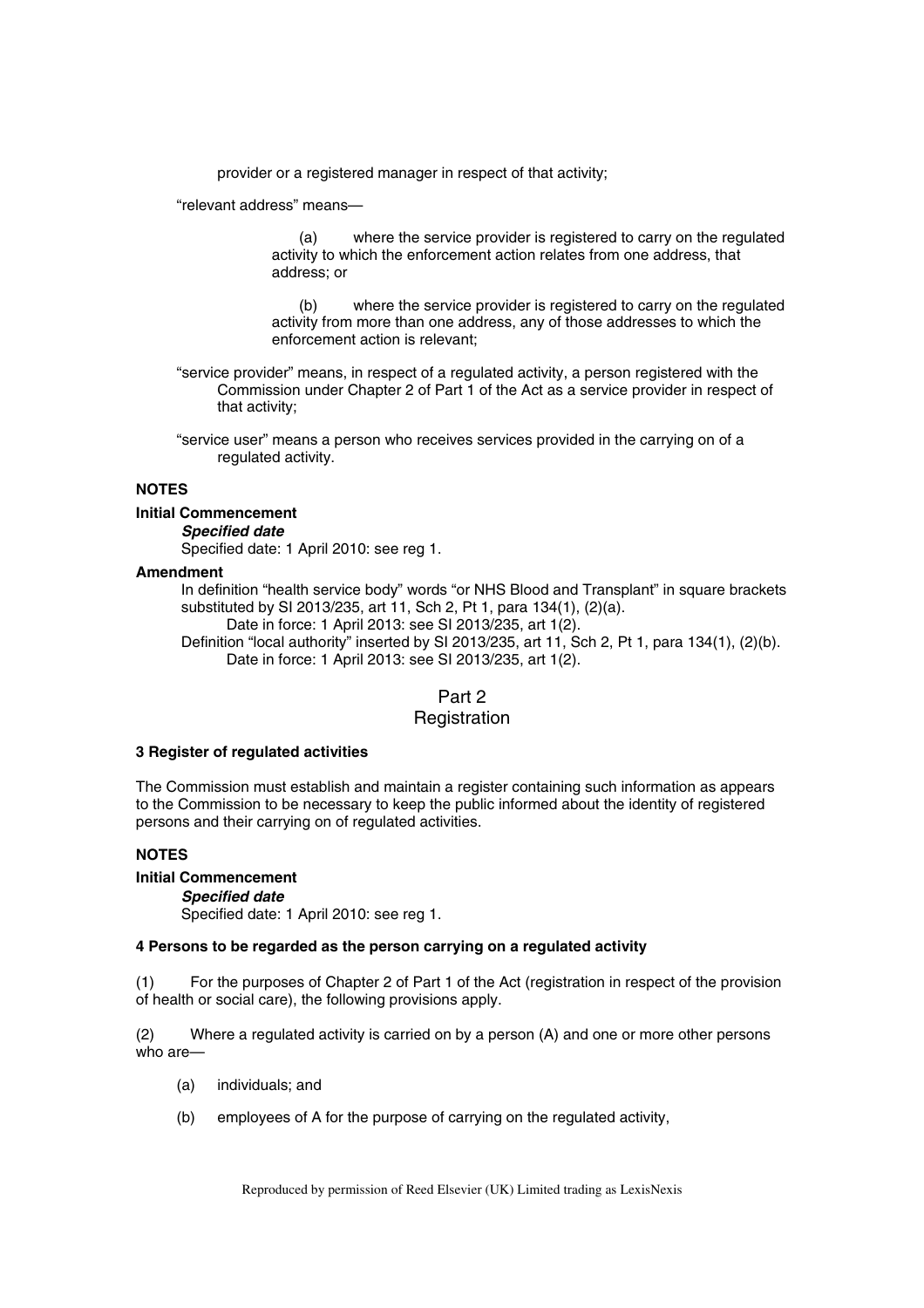provider or a registered manager in respect of that activity;

"relevant address" means—

> (a) where the service provider is registered to carry on the regulated activity to which the enforcement action relates from one address, that address; or
>
> (b) where the service provider is registered to carry on the regulated activity from more than one address, any of those addresses to which the enforcement action is relevant;

"service provider" means, in respect of a regulated activity, a person registered with the Commission under Chapter 2 of Part 1 of the Act as a service provider in respect of that activity;

"service user" means a person who receives services provided in the carrying on of a regulated activity.

**NOTES**

**Initial Commencement**

***Specified date***

Specified date: 1 April 2010: see reg 1.

**Amendment**

In definition "health service body" words "or NHS Blood and Transplant" in square brackets substituted by SI 2013/235, art 11, Sch 2, Pt 1, para 134(1), (2)(a).

Date in force: 1 April 2013: see SI 2013/235, art 1(2).

Definition "local authority" inserted by SI 2013/235, art 11, Sch 2, Pt 1, para 134(1), (2)(b).

Date in force: 1 April 2013: see SI 2013/235, art 1(2).

## Part 2
## Registration

**3 Register of regulated activities**

The Commission must establish and maintain a register containing such information as appears to the Commission to be necessary to keep the public informed about the identity of registered persons and their carrying on of regulated activities.

**NOTES**

**Initial Commencement**

***Specified date***

Specified date: 1 April 2010: see reg 1.

**4 Persons to be regarded as the person carrying on a regulated activity**

(1) For the purposes of Chapter 2 of Part 1 of the Act (registration in respect of the provision of health or social care), the following provisions apply.

(2) Where a regulated activity is carried on by a person (A) and one or more other persons who are—

(a) individuals; and

(b) employees of A for the purpose of carrying on the regulated activity,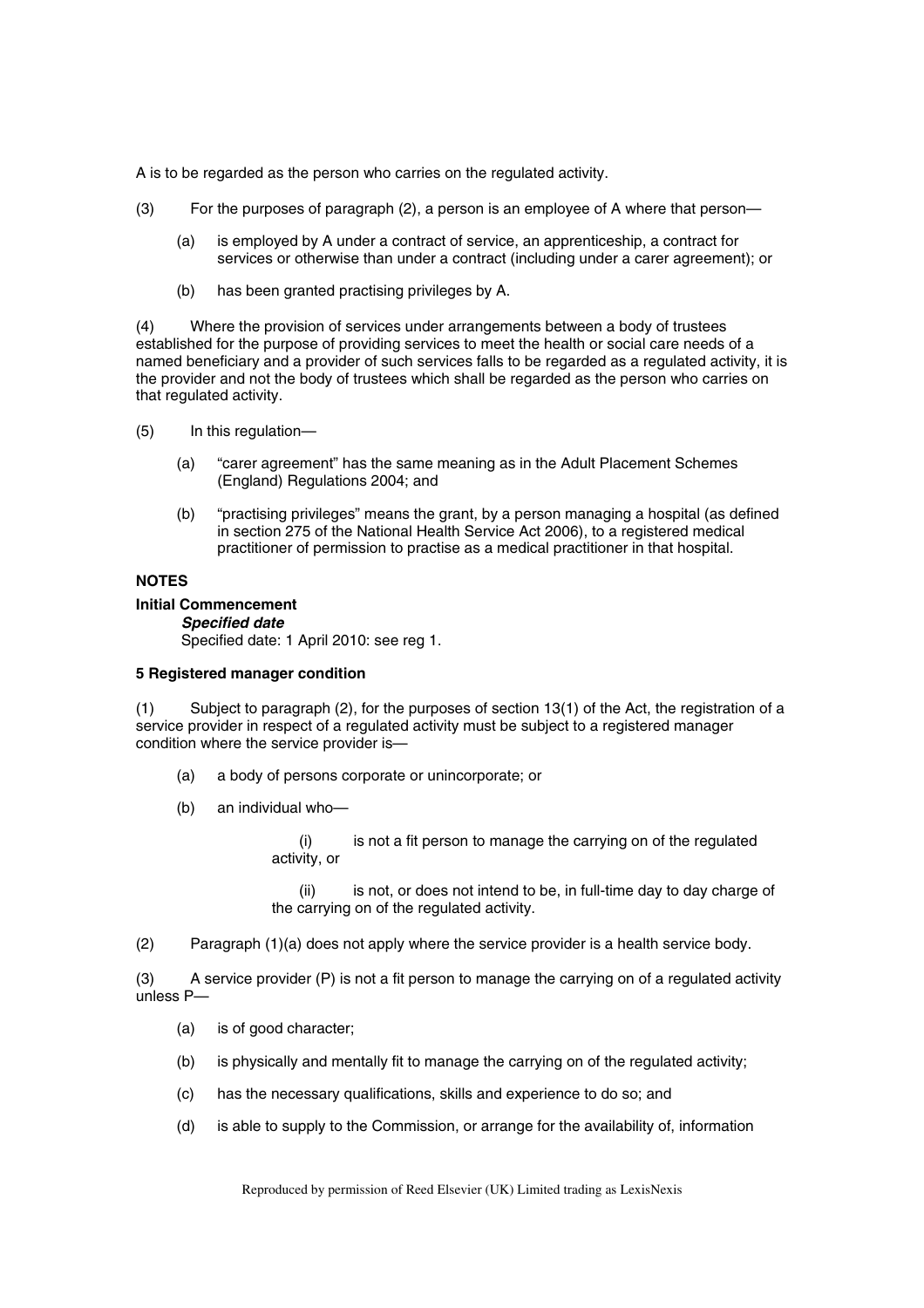A is to be regarded as the person who carries on the regulated activity.

(3) For the purposes of paragraph (2), a person is an employee of A where that person—

(a) is employed by A under a contract of service, an apprenticeship, a contract for services or otherwise than under a contract (including under a carer agreement); or

(b) has been granted practising privileges by A.

(4) Where the provision of services under arrangements between a body of trustees established for the purpose of providing services to meet the health or social care needs of a named beneficiary and a provider of such services falls to be regarded as a regulated activity, it is the provider and not the body of trustees which shall be regarded as the person who carries on that regulated activity.

(5) In this regulation—

(a) "carer agreement" has the same meaning as in the Adult Placement Schemes (England) Regulations 2004; and

(b) "practising privileges" means the grant, by a person managing a hospital (as defined in section 275 of the National Health Service Act 2006), to a registered medical practitioner of permission to practise as a medical practitioner in that hospital.

**NOTES**

**Initial Commencement**

***Specified date***

Specified date: 1 April 2010: see reg 1.

**5 Registered manager condition**

(1) Subject to paragraph (2), for the purposes of section 13(1) of the Act, the registration of a service provider in respect of a regulated activity must be subject to a registered manager condition where the service provider is—

(a) a body of persons corporate or unincorporate; or

(b) an individual who—

(i) is not a fit person to manage the carrying on of the regulated activity, or

(ii) is not, or does not intend to be, in full-time day to day charge of the carrying on of the regulated activity.

(2) Paragraph (1)(a) does not apply where the service provider is a health service body.

(3) A service provider (P) is not a fit person to manage the carrying on of a regulated activity unless P—

(a) is of good character;

(b) is physically and mentally fit to manage the carrying on of the regulated activity;

(c) has the necessary qualifications, skills and experience to do so; and

(d) is able to supply to the Commission, or arrange for the availability of, information

Reproduced by permission of Reed Elsevier (UK) Limited trading as LexisNexis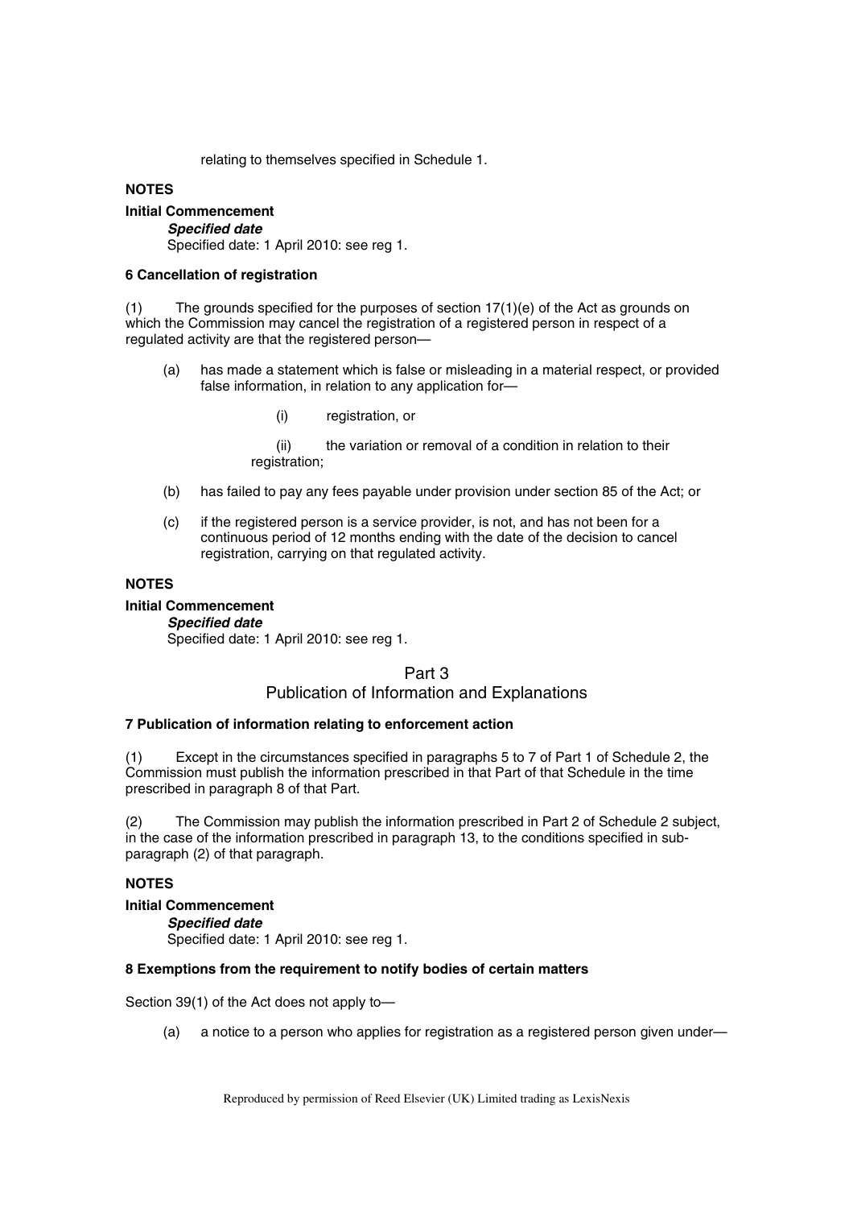relating to themselves specified in Schedule 1.

**NOTES**

**Initial Commencement**

***Specified date***

Specified date: 1 April 2010: see reg 1.

**6 Cancellation of registration**

(1) The grounds specified for the purposes of section 17(1)(e) of the Act as grounds on which the Commission may cancel the registration of a registered person in respect of a regulated activity are that the registered person—

(a) has made a statement which is false or misleading in a material respect, or provided false information, in relation to any application for—

(i) registration, or

(ii) the variation or removal of a condition in relation to their registration;

(b) has failed to pay any fees payable under provision under section 85 of the Act; or

(c) if the registered person is a service provider, is not, and has not been for a continuous period of 12 months ending with the date of the decision to cancel registration, carrying on that regulated activity.

**NOTES**

**Initial Commencement**

***Specified date***

Specified date: 1 April 2010: see reg 1.

## Part 3
## Publication of Information and Explanations

**7 Publication of information relating to enforcement action**

(1) Except in the circumstances specified in paragraphs 5 to 7 of Part 1 of Schedule 2, the Commission must publish the information prescribed in that Part of that Schedule in the time prescribed in paragraph 8 of that Part.

(2) The Commission may publish the information prescribed in Part 2 of Schedule 2 subject, in the case of the information prescribed in paragraph 13, to the conditions specified in sub-paragraph (2) of that paragraph.

**NOTES**

**Initial Commencement**

***Specified date***

Specified date: 1 April 2010: see reg 1.

**8 Exemptions from the requirement to notify bodies of certain matters**

Section 39(1) of the Act does not apply to—

(a) a notice to a person who applies for registration as a registered person given under—

Reproduced by permission of Reed Elsevier (UK) Limited trading as LexisNexis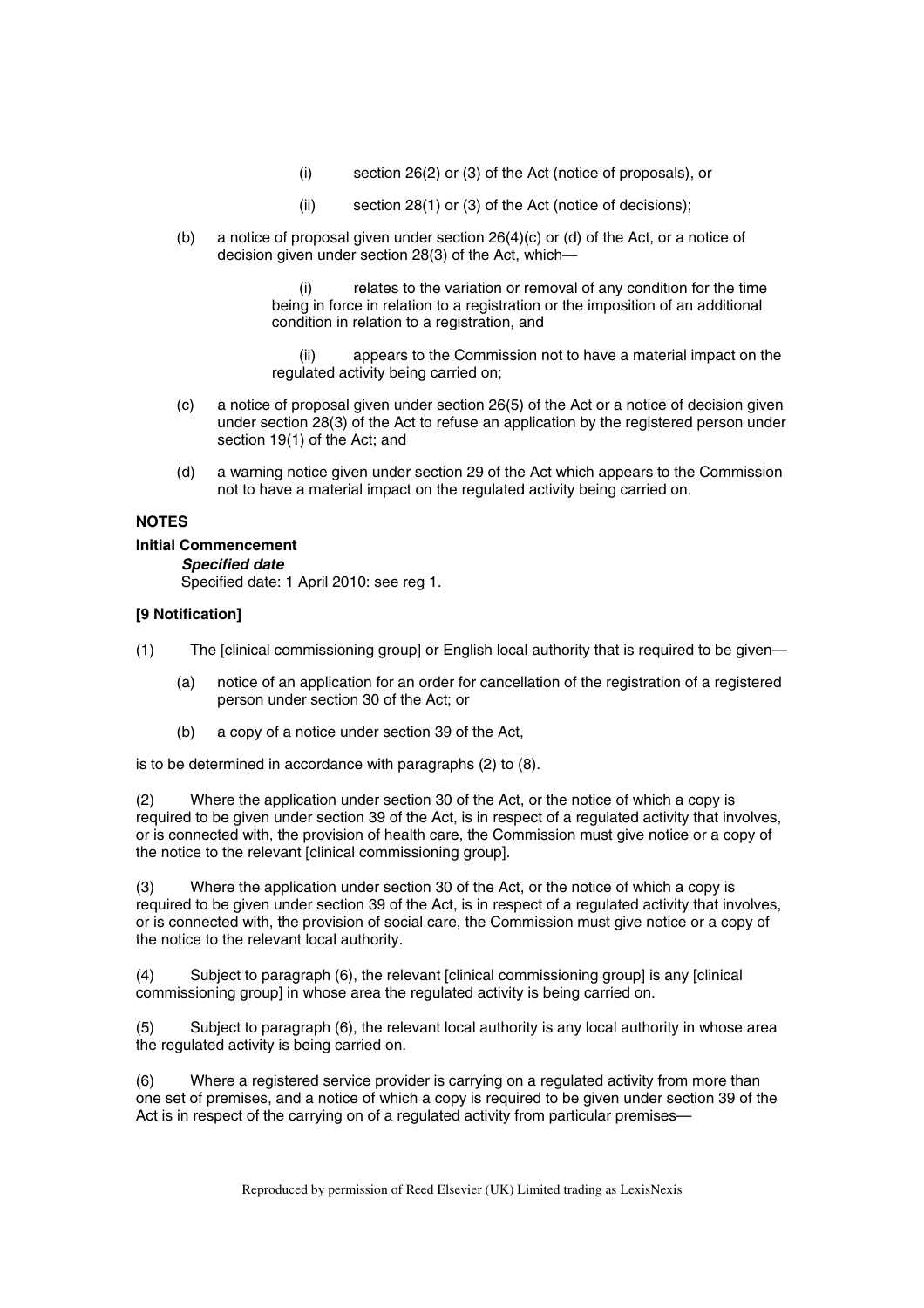(i) section 26(2) or (3) of the Act (notice of proposals), or

(ii) section 28(1) or (3) of the Act (notice of decisions);

(b) a notice of proposal given under section 26(4)(c) or (d) of the Act, or a notice of decision given under section 28(3) of the Act, which—

(i) relates to the variation or removal of any condition for the time being in force in relation to a registration or the imposition of an additional condition in relation to a registration, and

(ii) appears to the Commission not to have a material impact on the regulated activity being carried on;

(c) a notice of proposal given under section 26(5) of the Act or a notice of decision given under section 28(3) of the Act to refuse an application by the registered person under section 19(1) of the Act; and

(d) a warning notice given under section 29 of the Act which appears to the Commission not to have a material impact on the regulated activity being carried on.

**NOTES**

**Initial Commencement**

***Specified date***

Specified date: 1 April 2010: see reg 1.

**[9 Notification]**

(1) The [clinical commissioning group] or English local authority that is required to be given—

(a) notice of an application for an order for cancellation of the registration of a registered person under section 30 of the Act; or

(b) a copy of a notice under section 39 of the Act,

is to be determined in accordance with paragraphs (2) to (8).

(2) Where the application under section 30 of the Act, or the notice of which a copy is required to be given under section 39 of the Act, is in respect of a regulated activity that involves, or is connected with, the provision of health care, the Commission must give notice or a copy of the notice to the relevant [clinical commissioning group].

(3) Where the application under section 30 of the Act, or the notice of which a copy is required to be given under section 39 of the Act, is in respect of a regulated activity that involves, or is connected with, the provision of social care, the Commission must give notice or a copy of the notice to the relevant local authority.

(4) Subject to paragraph (6), the relevant [clinical commissioning group] is any [clinical commissioning group] in whose area the regulated activity is being carried on.

(5) Subject to paragraph (6), the relevant local authority is any local authority in whose area the regulated activity is being carried on.

(6) Where a registered service provider is carrying on a regulated activity from more than one set of premises, and a notice of which a copy is required to be given under section 39 of the Act is in respect of the carrying on of a regulated activity from particular premises—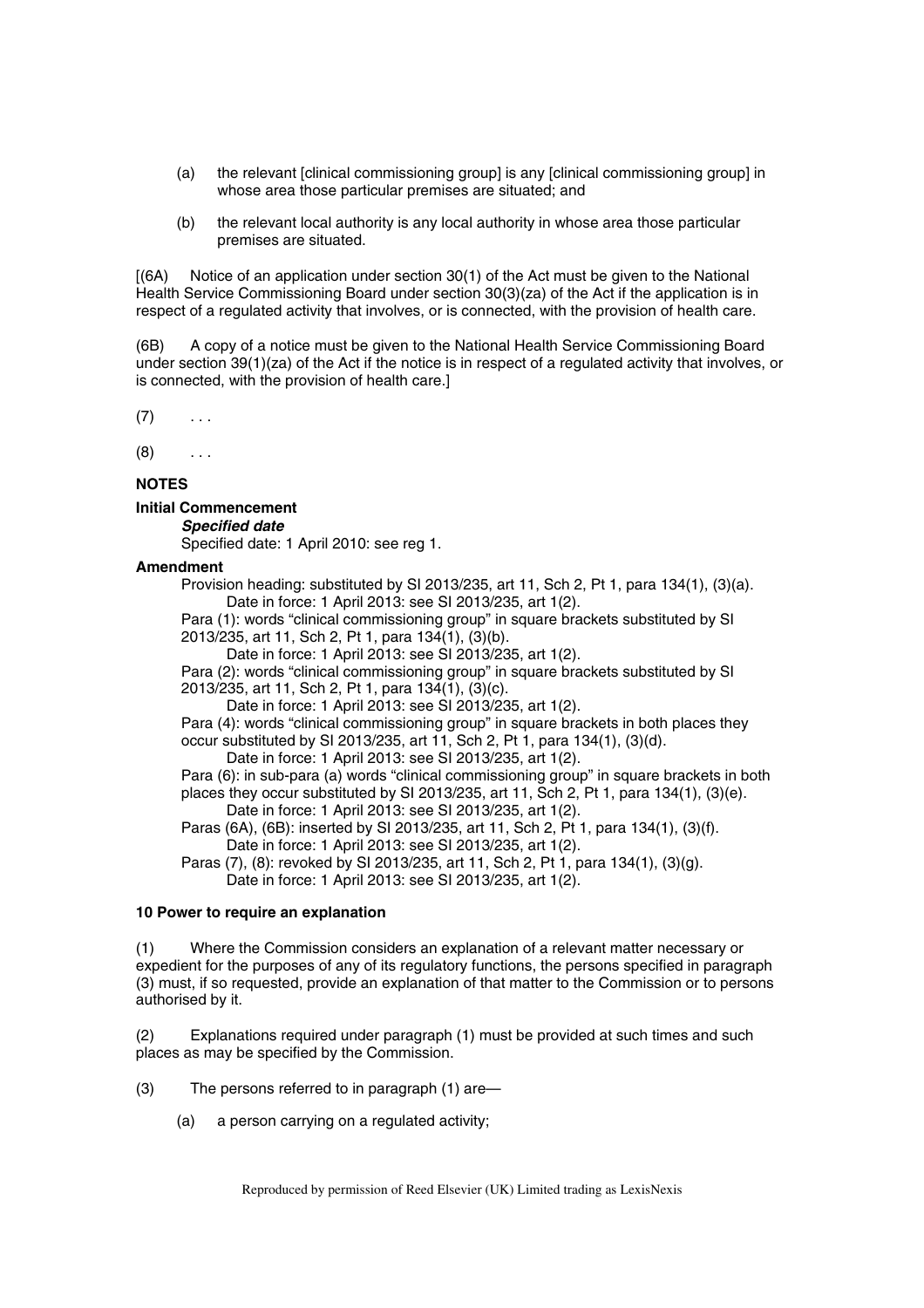(a) the relevant [clinical commissioning group] is any [clinical commissioning group] in whose area those particular premises are situated; and

(b) the relevant local authority is any local authority in whose area those particular premises are situated.

[(6A) Notice of an application under section 30(1) of the Act must be given to the National Health Service Commissioning Board under section 30(3)(za) of the Act if the application is in respect of a regulated activity that involves, or is connected, with the provision of health care.

(6B) A copy of a notice must be given to the National Health Service Commissioning Board under section 39(1)(za) of the Act if the notice is in respect of a regulated activity that involves, or is connected, with the provision of health care.]

(7) . . .

(8) . . .

**NOTES**

**Initial Commencement**

***Specified date***

Specified date: 1 April 2010: see reg 1.

**Amendment**

Provision heading: substituted by SI 2013/235, art 11, Sch 2, Pt 1, para 134(1), (3)(a).
Date in force: 1 April 2013: see SI 2013/235, art 1(2).

Para (1): words "clinical commissioning group" in square brackets substituted by SI 2013/235, art 11, Sch 2, Pt 1, para 134(1), (3)(b).
Date in force: 1 April 2013: see SI 2013/235, art 1(2).

Para (2): words "clinical commissioning group" in square brackets substituted by SI 2013/235, art 11, Sch 2, Pt 1, para 134(1), (3)(c).
Date in force: 1 April 2013: see SI 2013/235, art 1(2).

Para (4): words "clinical commissioning group" in square brackets in both places they occur substituted by SI 2013/235, art 11, Sch 2, Pt 1, para 134(1), (3)(d).
Date in force: 1 April 2013: see SI 2013/235, art 1(2).

Para (6): in sub-para (a) words "clinical commissioning group" in square brackets in both places they occur substituted by SI 2013/235, art 11, Sch 2, Pt 1, para 134(1), (3)(e).
Date in force: 1 April 2013: see SI 2013/235, art 1(2).

Paras (6A), (6B): inserted by SI 2013/235, art 11, Sch 2, Pt 1, para 134(1), (3)(f).
Date in force: 1 April 2013: see SI 2013/235, art 1(2).

Paras (7), (8): revoked by SI 2013/235, art 11, Sch 2, Pt 1, para 134(1), (3)(g).
Date in force: 1 April 2013: see SI 2013/235, art 1(2).

**10 Power to require an explanation**

(1) Where the Commission considers an explanation of a relevant matter necessary or expedient for the purposes of any of its regulatory functions, the persons specified in paragraph (3) must, if so requested, provide an explanation of that matter to the Commission or to persons authorised by it.

(2) Explanations required under paragraph (1) must be provided at such times and such places as may be specified by the Commission.

(3) The persons referred to in paragraph (1) are—

(a) a person carrying on a regulated activity;

Reproduced by permission of Reed Elsevier (UK) Limited trading as LexisNexis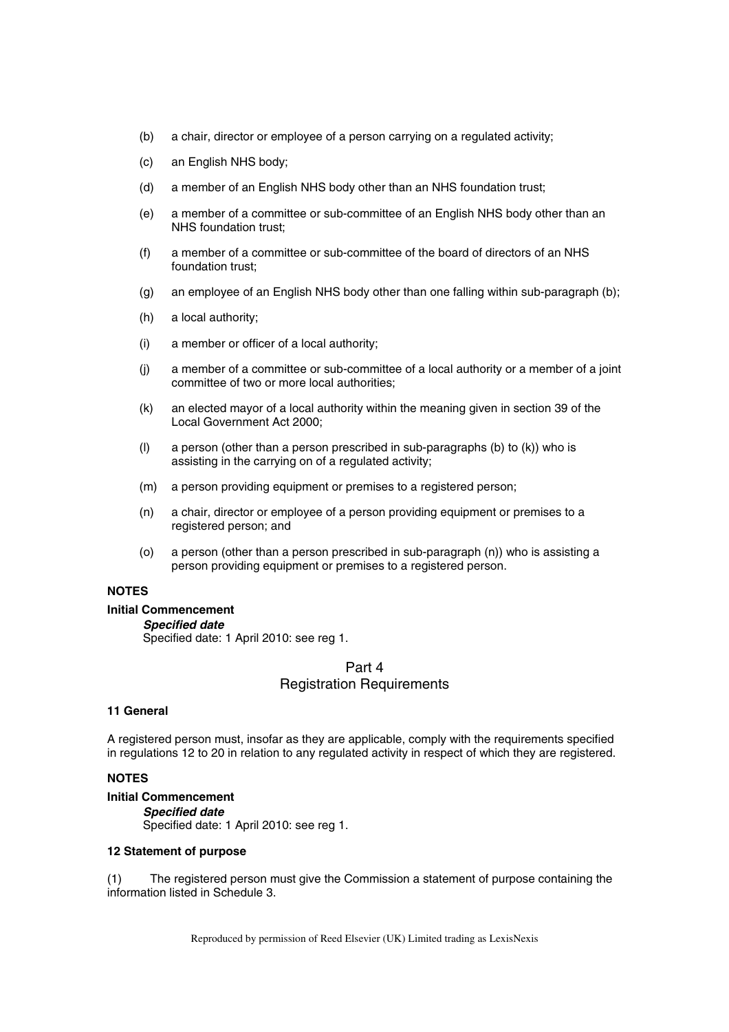(b) a chair, director or employee of a person carrying on a regulated activity;

(c) an English NHS body;

(d) a member of an English NHS body other than an NHS foundation trust;

(e) a member of a committee or sub-committee of an English NHS body other than an NHS foundation trust;

(f) a member of a committee or sub-committee of the board of directors of an NHS foundation trust;

(g) an employee of an English NHS body other than one falling within sub-paragraph (b);

(h) a local authority;

(i) a member or officer of a local authority;

(j) a member of a committee or sub-committee of a local authority or a member of a joint committee of two or more local authorities;

(k) an elected mayor of a local authority within the meaning given in section 39 of the Local Government Act 2000;

(l) a person (other than a person prescribed in sub-paragraphs (b) to (k)) who is assisting in the carrying on of a regulated activity;

(m) a person providing equipment or premises to a registered person;

(n) a chair, director or employee of a person providing equipment or premises to a registered person; and

(o) a person (other than a person prescribed in sub-paragraph (n)) who is assisting a person providing equipment or premises to a registered person.

**NOTES**

**Initial Commencement**

***Specified date***

Specified date: 1 April 2010: see reg 1.

## Part 4
## Registration Requirements

**11 General**

A registered person must, insofar as they are applicable, comply with the requirements specified in regulations 12 to 20 in relation to any regulated activity in respect of which they are registered.

**NOTES**

**Initial Commencement**

***Specified date***

Specified date: 1 April 2010: see reg 1.

**12 Statement of purpose**

(1) The registered person must give the Commission a statement of purpose containing the information listed in Schedule 3.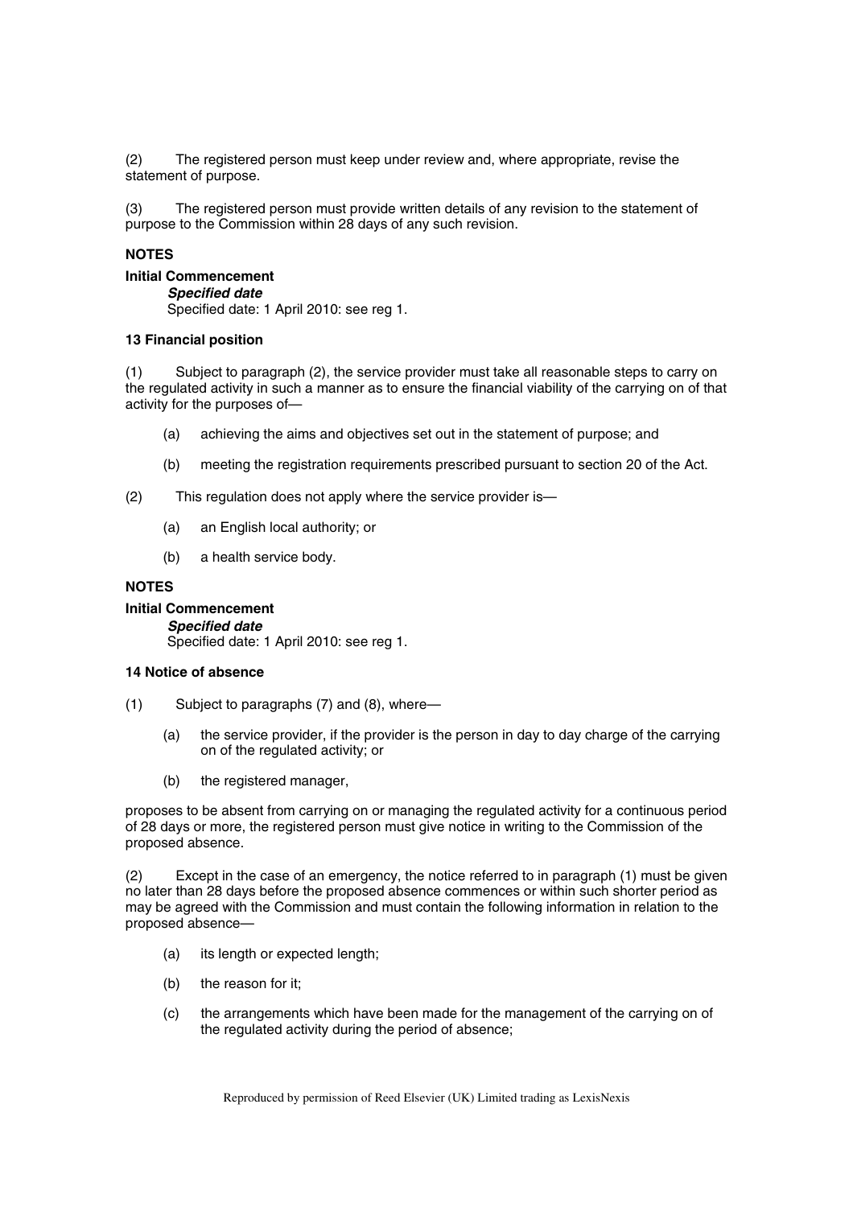(2) The registered person must keep under review and, where appropriate, revise the statement of purpose.

(3) The registered person must provide written details of any revision to the statement of purpose to the Commission within 28 days of any such revision.

**NOTES**

**Initial Commencement**

***Specified date***

Specified date: 1 April 2010: see reg 1.

**13 Financial position**

(1) Subject to paragraph (2), the service provider must take all reasonable steps to carry on the regulated activity in such a manner as to ensure the financial viability of the carrying on of that activity for the purposes of—

- (a) achieving the aims and objectives set out in the statement of purpose; and
- (b) meeting the registration requirements prescribed pursuant to section 20 of the Act.

(2) This regulation does not apply where the service provider is—

- (a) an English local authority; or
- (b) a health service body.

**NOTES**

**Initial Commencement**

***Specified date***

Specified date: 1 April 2010: see reg 1.

**14 Notice of absence**

(1) Subject to paragraphs (7) and (8), where—

- (a) the service provider, if the provider is the person in day to day charge of the carrying on of the regulated activity; or
- (b) the registered manager,

proposes to be absent from carrying on or managing the regulated activity for a continuous period of 28 days or more, the registered person must give notice in writing to the Commission of the proposed absence.

(2) Except in the case of an emergency, the notice referred to in paragraph (1) must be given no later than 28 days before the proposed absence commences or within such shorter period as may be agreed with the Commission and must contain the following information in relation to the proposed absence—

- (a) its length or expected length;
- (b) the reason for it;
- (c) the arrangements which have been made for the management of the carrying on of the regulated activity during the period of absence;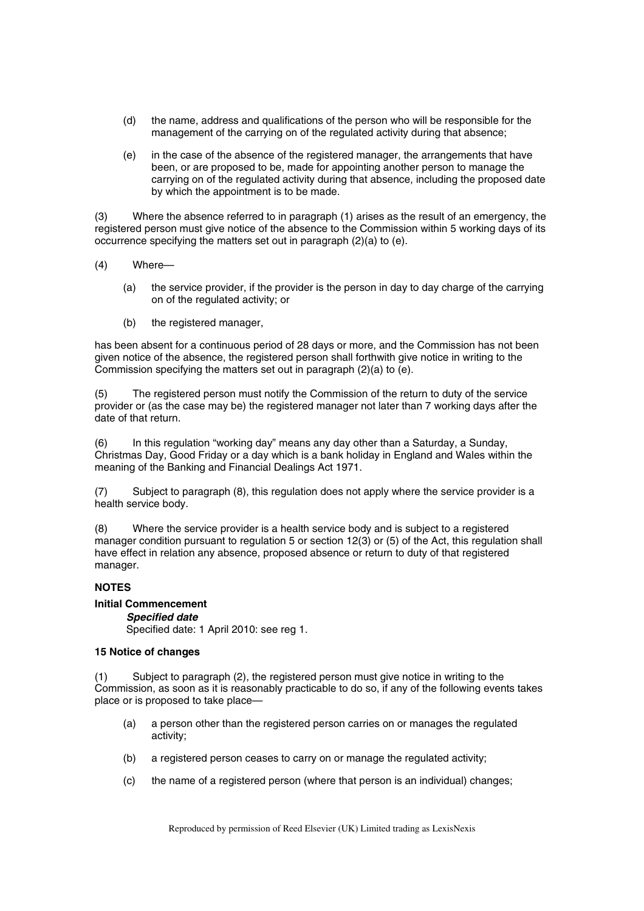(d) the name, address and qualifications of the person who will be responsible for the management of the carrying on of the regulated activity during that absence;

(e) in the case of the absence of the registered manager, the arrangements that have been, or are proposed to be, made for appointing another person to manage the carrying on of the regulated activity during that absence, including the proposed date by which the appointment is to be made.

(3) Where the absence referred to in paragraph (1) arises as the result of an emergency, the registered person must give notice of the absence to the Commission within 5 working days of its occurrence specifying the matters set out in paragraph (2)(a) to (e).

(4) Where—

(a) the service provider, if the provider is the person in day to day charge of the carrying on of the regulated activity; or

(b) the registered manager,

has been absent for a continuous period of 28 days or more, and the Commission has not been given notice of the absence, the registered person shall forthwith give notice in writing to the Commission specifying the matters set out in paragraph (2)(a) to (e).

(5) The registered person must notify the Commission of the return to duty of the service provider or (as the case may be) the registered manager not later than 7 working days after the date of that return.

(6) In this regulation "working day" means any day other than a Saturday, a Sunday, Christmas Day, Good Friday or a day which is a bank holiday in England and Wales within the meaning of the Banking and Financial Dealings Act 1971.

(7) Subject to paragraph (8), this regulation does not apply where the service provider is a health service body.

(8) Where the service provider is a health service body and is subject to a registered manager condition pursuant to regulation 5 or section 12(3) or (5) of the Act, this regulation shall have effect in relation any absence, proposed absence or return to duty of that registered manager.

**NOTES**

**Initial Commencement**

***Specified date***

Specified date: 1 April 2010: see reg 1.

**15 Notice of changes**

(1) Subject to paragraph (2), the registered person must give notice in writing to the Commission, as soon as it is reasonably practicable to do so, if any of the following events takes place or is proposed to take place—

(a) a person other than the registered person carries on or manages the regulated activity;

(b) a registered person ceases to carry on or manage the regulated activity;

(c) the name of a registered person (where that person is an individual) changes;

Reproduced by permission of Reed Elsevier (UK) Limited trading as LexisNexis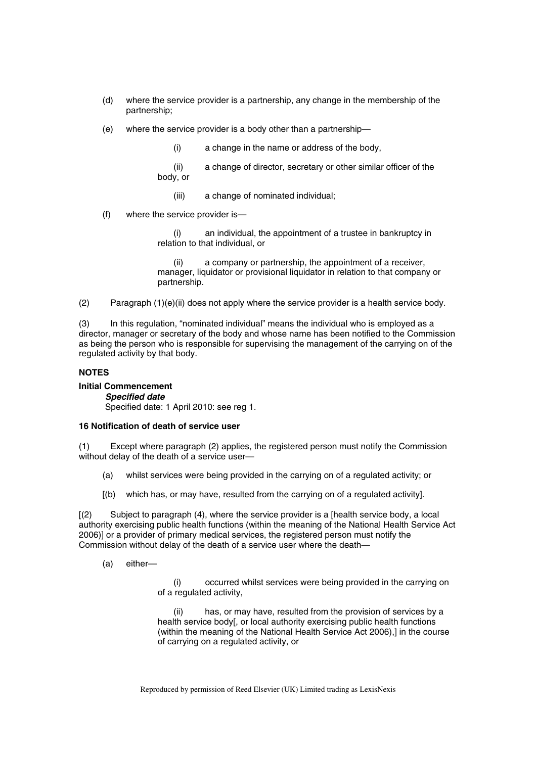(d) where the service provider is a partnership, any change in the membership of the partnership;

(e) where the service provider is a body other than a partnership—

(i) a change in the name or address of the body,

(ii) a change of director, secretary or other similar officer of the body, or

(iii) a change of nominated individual;

(f) where the service provider is—

(i) an individual, the appointment of a trustee in bankruptcy in relation to that individual, or

(ii) a company or partnership, the appointment of a receiver, manager, liquidator or provisional liquidator in relation to that company or partnership.

(2) Paragraph (1)(e)(ii) does not apply where the service provider is a health service body.

(3) In this regulation, "nominated individual" means the individual who is employed as a director, manager or secretary of the body and whose name has been notified to the Commission as being the person who is responsible for supervising the management of the carrying on of the regulated activity by that body.

**NOTES**

**Initial Commencement**

***Specified date***

Specified date: 1 April 2010: see reg 1.

**16 Notification of death of service user**

(1) Except where paragraph (2) applies, the registered person must notify the Commission without delay of the death of a service user—

(a) whilst services were being provided in the carrying on of a regulated activity; or

[(b) which has, or may have, resulted from the carrying on of a regulated activity].

[(2) Subject to paragraph (4), where the service provider is a [health service body, a local authority exercising public health functions (within the meaning of the National Health Service Act 2006)] or a provider of primary medical services, the registered person must notify the Commission without delay of the death of a service user where the death—

(a) either—

(i) occurred whilst services were being provided in the carrying on of a regulated activity,

(ii) has, or may have, resulted from the provision of services by a health service body[, or local authority exercising public health functions (within the meaning of the National Health Service Act 2006),] in the course of carrying on a regulated activity, or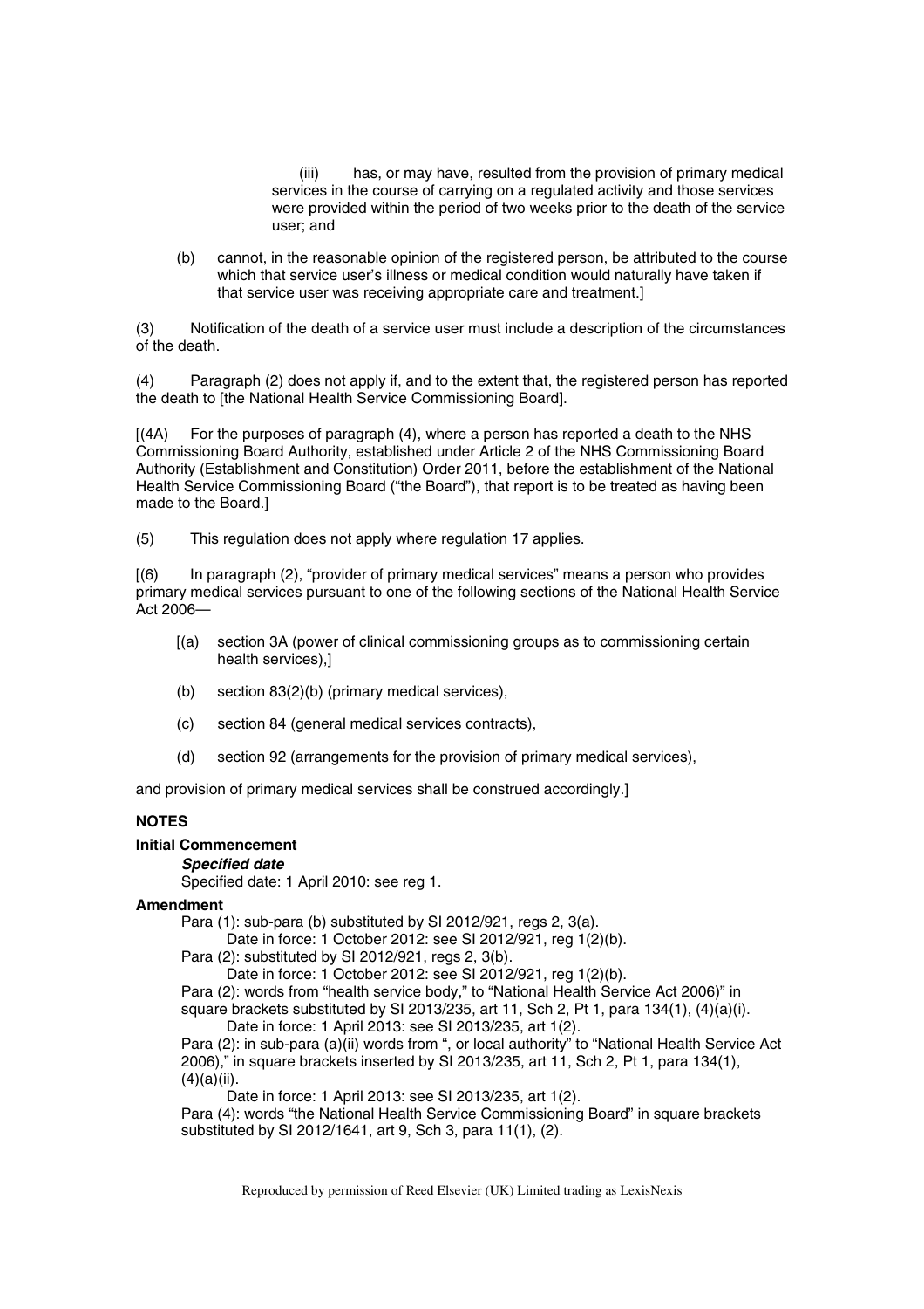(iii) has, or may have, resulted from the provision of primary medical services in the course of carrying on a regulated activity and those services were provided within the period of two weeks prior to the death of the service user; and

(b) cannot, in the reasonable opinion of the registered person, be attributed to the course which that service user's illness or medical condition would naturally have taken if that service user was receiving appropriate care and treatment.]

(3) Notification of the death of a service user must include a description of the circumstances of the death.

(4) Paragraph (2) does not apply if, and to the extent that, the registered person has reported the death to [the National Health Service Commissioning Board].

[(4A) For the purposes of paragraph (4), where a person has reported a death to the NHS Commissioning Board Authority, established under Article 2 of the NHS Commissioning Board Authority (Establishment and Constitution) Order 2011, before the establishment of the National Health Service Commissioning Board ("the Board"), that report is to be treated as having been made to the Board.]

(5) This regulation does not apply where regulation 17 applies.

[(6) In paragraph (2), "provider of primary medical services" means a person who provides primary medical services pursuant to one of the following sections of the National Health Service Act 2006—

[(a) section 3A (power of clinical commissioning groups as to commissioning certain health services),]

(b) section 83(2)(b) (primary medical services),

(c) section 84 (general medical services contracts),

(d) section 92 (arrangements for the provision of primary medical services),

and provision of primary medical services shall be construed accordingly.]

**NOTES**

**Initial Commencement**

***Specified date***

Specified date: 1 April 2010: see reg 1.

**Amendment**

Para (1): sub-para (b) substituted by SI 2012/921, regs 2, 3(a).
Date in force: 1 October 2012: see SI 2012/921, reg 1(2)(b).

Para (2): substituted by SI 2012/921, regs 2, 3(b).
Date in force: 1 October 2012: see SI 2012/921, reg 1(2)(b).

Para (2): words from "health service body," to "National Health Service Act 2006)" in square brackets substituted by SI 2013/235, art 11, Sch 2, Pt 1, para 134(1), (4)(a)(i).
Date in force: 1 April 2013: see SI 2013/235, art 1(2).

Para (2): in sub-para (a)(ii) words from ", or local authority" to "National Health Service Act 2006)," in square brackets inserted by SI 2013/235, art 11, Sch 2, Pt 1, para 134(1), (4)(a)(ii).
Date in force: 1 April 2013: see SI 2013/235, art 1(2).

Para (4): words "the National Health Service Commissioning Board" in square brackets substituted by SI 2012/1641, art 9, Sch 3, para 11(1), (2).

Reproduced by permission of Reed Elsevier (UK) Limited trading as LexisNexis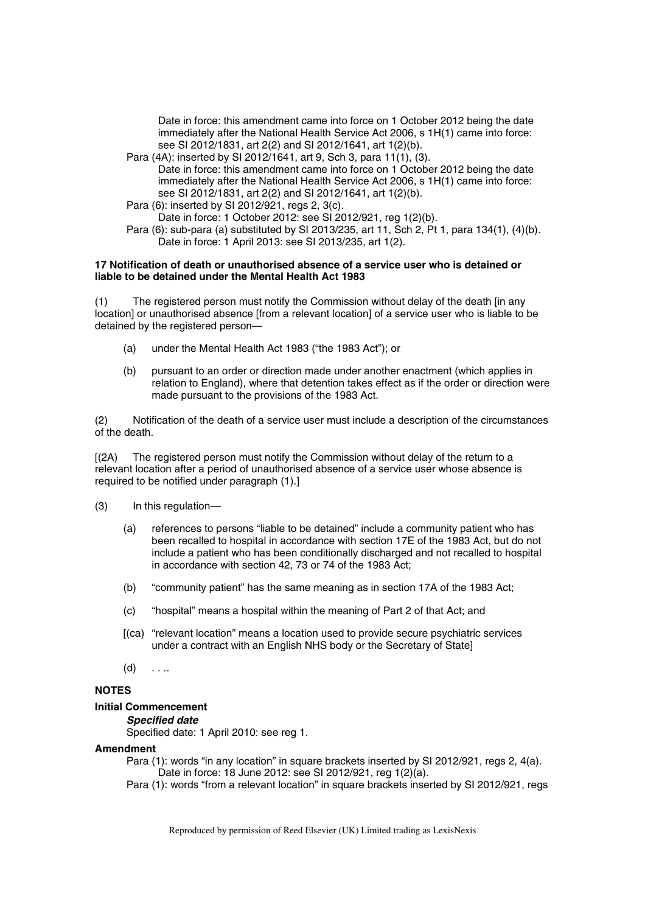Date in force: this amendment came into force on 1 October 2012 being the date immediately after the National Health Service Act 2006, s 1H(1) came into force: see SI 2012/1831, art 2(2) and SI 2012/1641, art 1(2)(b).

Para (4A): inserted by SI 2012/1641, art 9, Sch 3, para 11(1), (3).
Date in force: this amendment came into force on 1 October 2012 being the date immediately after the National Health Service Act 2006, s 1H(1) came into force: see SI 2012/1831, art 2(2) and SI 2012/1641, art 1(2)(b).

Para (6): inserted by SI 2012/921, regs 2, 3(c).
Date in force: 1 October 2012: see SI 2012/921, reg 1(2)(b).

Para (6): sub-para (a) substituted by SI 2013/235, art 11, Sch 2, Pt 1, para 134(1), (4)(b).
Date in force: 1 April 2013: see SI 2013/235, art 1(2).

**17 Notification of death or unauthorised absence of a service user who is detained or liable to be detained under the Mental Health Act 1983**

(1) The registered person must notify the Commission without delay of the death [in any location] or unauthorised absence [from a relevant location] of a service user who is liable to be detained by the registered person—

(a) under the Mental Health Act 1983 ("the 1983 Act"); or

(b) pursuant to an order or direction made under another enactment (which applies in relation to England), where that detention takes effect as if the order or direction were made pursuant to the provisions of the 1983 Act.

(2) Notification of the death of a service user must include a description of the circumstances of the death.

[(2A) The registered person must notify the Commission without delay of the return to a relevant location after a period of unauthorised absence of a service user whose absence is required to be notified under paragraph (1).]

(3) In this regulation—

(a) references to persons "liable to be detained" include a community patient who has been recalled to hospital in accordance with section 17E of the 1983 Act, but do not include a patient who has been conditionally discharged and not recalled to hospital in accordance with section 42, 73 or 74 of the 1983 Act;

(b) "community patient" has the same meaning as in section 17A of the 1983 Act;

(c) "hospital" means a hospital within the meaning of Part 2 of that Act; and

[(ca) "relevant location" means a location used to provide secure psychiatric services under a contract with an English NHS body or the Secretary of State]

(d) . . ..

**NOTES**

**Initial Commencement**

***Specified date***

Specified date: 1 April 2010: see reg 1.

**Amendment**

Para (1): words "in any location" in square brackets inserted by SI 2012/921, regs 2, 4(a).
Date in force: 18 June 2012: see SI 2012/921, reg 1(2)(a).

Para (1): words "from a relevant location" in square brackets inserted by SI 2012/921, regs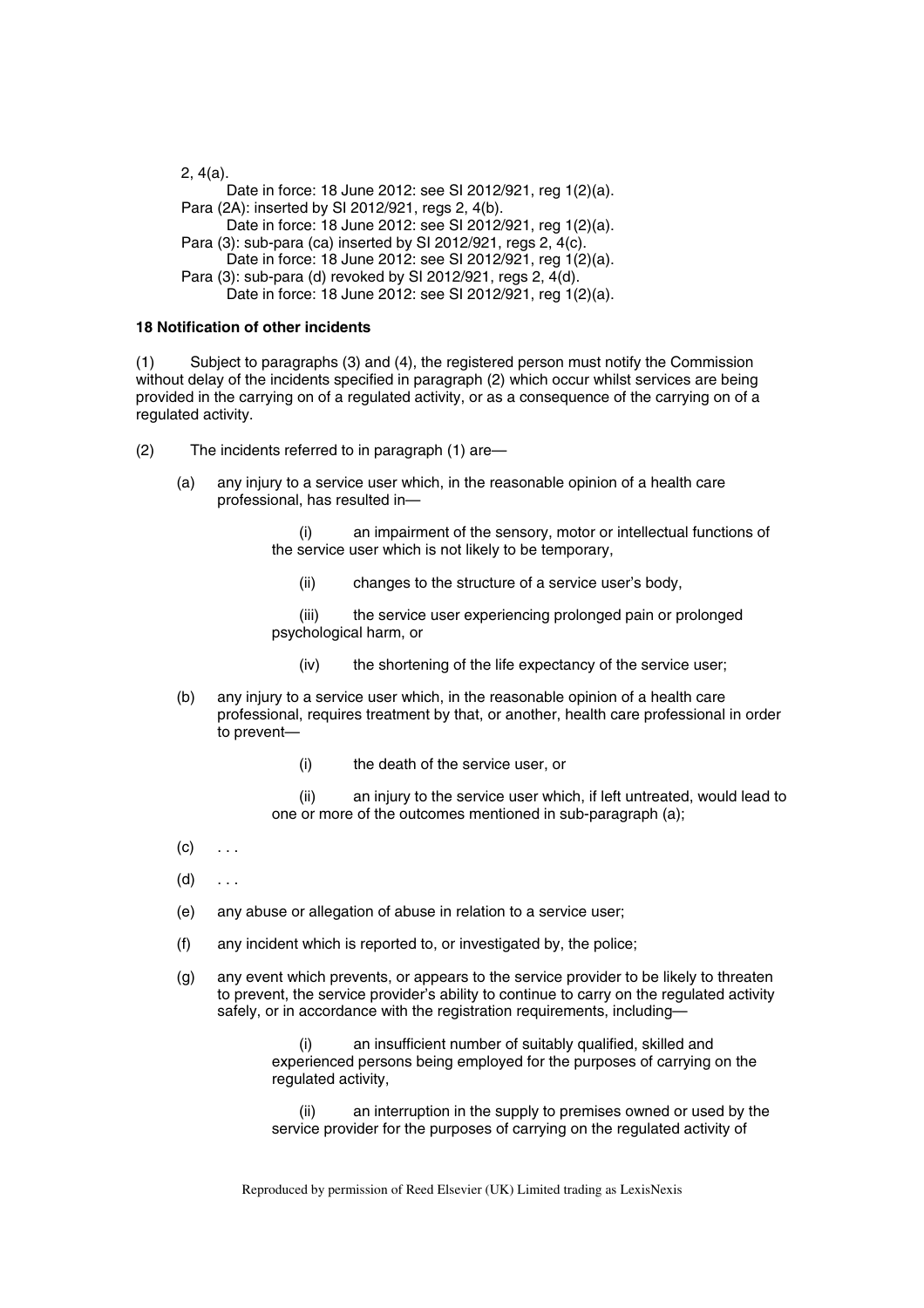2, 4(a).

Date in force: 18 June 2012: see SI 2012/921, reg 1(2)(a).

Para (2A): inserted by SI 2012/921, regs 2, 4(b).

Date in force: 18 June 2012: see SI 2012/921, reg 1(2)(a).

Para (3): sub-para (ca) inserted by SI 2012/921, regs 2, 4(c).

Date in force: 18 June 2012: see SI 2012/921, reg 1(2)(a).

Para (3): sub-para (d) revoked by SI 2012/921, regs 2, 4(d).

Date in force: 18 June 2012: see SI 2012/921, reg 1(2)(a).

**18 Notification of other incidents**

(1) Subject to paragraphs (3) and (4), the registered person must notify the Commission without delay of the incidents specified in paragraph (2) which occur whilst services are being provided in the carrying on of a regulated activity, or as a consequence of the carrying on of a regulated activity.

(2) The incidents referred to in paragraph (1) are—

(a) any injury to a service user which, in the reasonable opinion of a health care professional, has resulted in—

(i) an impairment of the sensory, motor or intellectual functions of the service user which is not likely to be temporary,

(ii) changes to the structure of a service user's body,

(iii) the service user experiencing prolonged pain or prolonged psychological harm, or

(iv) the shortening of the life expectancy of the service user;

(b) any injury to a service user which, in the reasonable opinion of a health care professional, requires treatment by that, or another, health care professional in order to prevent—

(i) the death of the service user, or

(ii) an injury to the service user which, if left untreated, would lead to one or more of the outcomes mentioned in sub-paragraph (a);

(c) . . .

(d) . . .

(e) any abuse or allegation of abuse in relation to a service user;

(f) any incident which is reported to, or investigated by, the police;

(g) any event which prevents, or appears to the service provider to be likely to threaten to prevent, the service provider's ability to continue to carry on the regulated activity safely, or in accordance with the registration requirements, including—

(i) an insufficient number of suitably qualified, skilled and experienced persons being employed for the purposes of carrying on the regulated activity,

(ii) an interruption in the supply to premises owned or used by the service provider for the purposes of carrying on the regulated activity of

Reproduced by permission of Reed Elsevier (UK) Limited trading as LexisNexis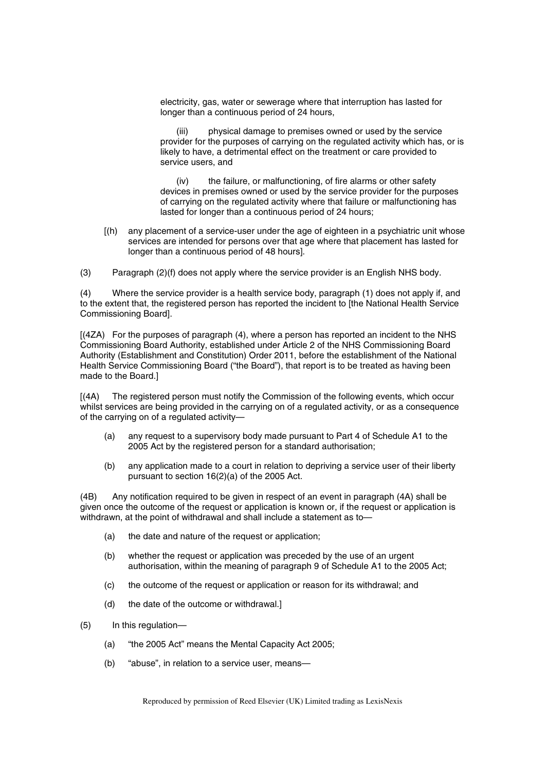electricity, gas, water or sewerage where that interruption has lasted for longer than a continuous period of 24 hours,

(iii) physical damage to premises owned or used by the service provider for the purposes of carrying on the regulated activity which has, or is likely to have, a detrimental effect on the treatment or care provided to service users, and

(iv) the failure, or malfunctioning, of fire alarms or other safety devices in premises owned or used by the service provider for the purposes of carrying on the regulated activity where that failure or malfunctioning has lasted for longer than a continuous period of 24 hours;

[(h) any placement of a service-user under the age of eighteen in a psychiatric unit whose services are intended for persons over that age where that placement has lasted for longer than a continuous period of 48 hours].

(3) Paragraph (2)(f) does not apply where the service provider is an English NHS body.

(4) Where the service provider is a health service body, paragraph (1) does not apply if, and to the extent that, the registered person has reported the incident to [the National Health Service Commissioning Board].

[(4ZA) For the purposes of paragraph (4), where a person has reported an incident to the NHS Commissioning Board Authority, established under Article 2 of the NHS Commissioning Board Authority (Establishment and Constitution) Order 2011, before the establishment of the National Health Service Commissioning Board ("the Board"), that report is to be treated as having been made to the Board.]

[(4A) The registered person must notify the Commission of the following events, which occur whilst services are being provided in the carrying on of a regulated activity, or as a consequence of the carrying on of a regulated activity—

(a) any request to a supervisory body made pursuant to Part 4 of Schedule A1 to the 2005 Act by the registered person for a standard authorisation;

(b) any application made to a court in relation to depriving a service user of their liberty pursuant to section 16(2)(a) of the 2005 Act.

(4B) Any notification required to be given in respect of an event in paragraph (4A) shall be given once the outcome of the request or application is known or, if the request or application is withdrawn, at the point of withdrawal and shall include a statement as to—

(a) the date and nature of the request or application;

(b) whether the request or application was preceded by the use of an urgent authorisation, within the meaning of paragraph 9 of Schedule A1 to the 2005 Act;

(c) the outcome of the request or application or reason for its withdrawal; and

(d) the date of the outcome or withdrawal.]

(5) In this regulation—

(a) "the 2005 Act" means the Mental Capacity Act 2005;

(b) "abuse", in relation to a service user, means—

Reproduced by permission of Reed Elsevier (UK) Limited trading as LexisNexis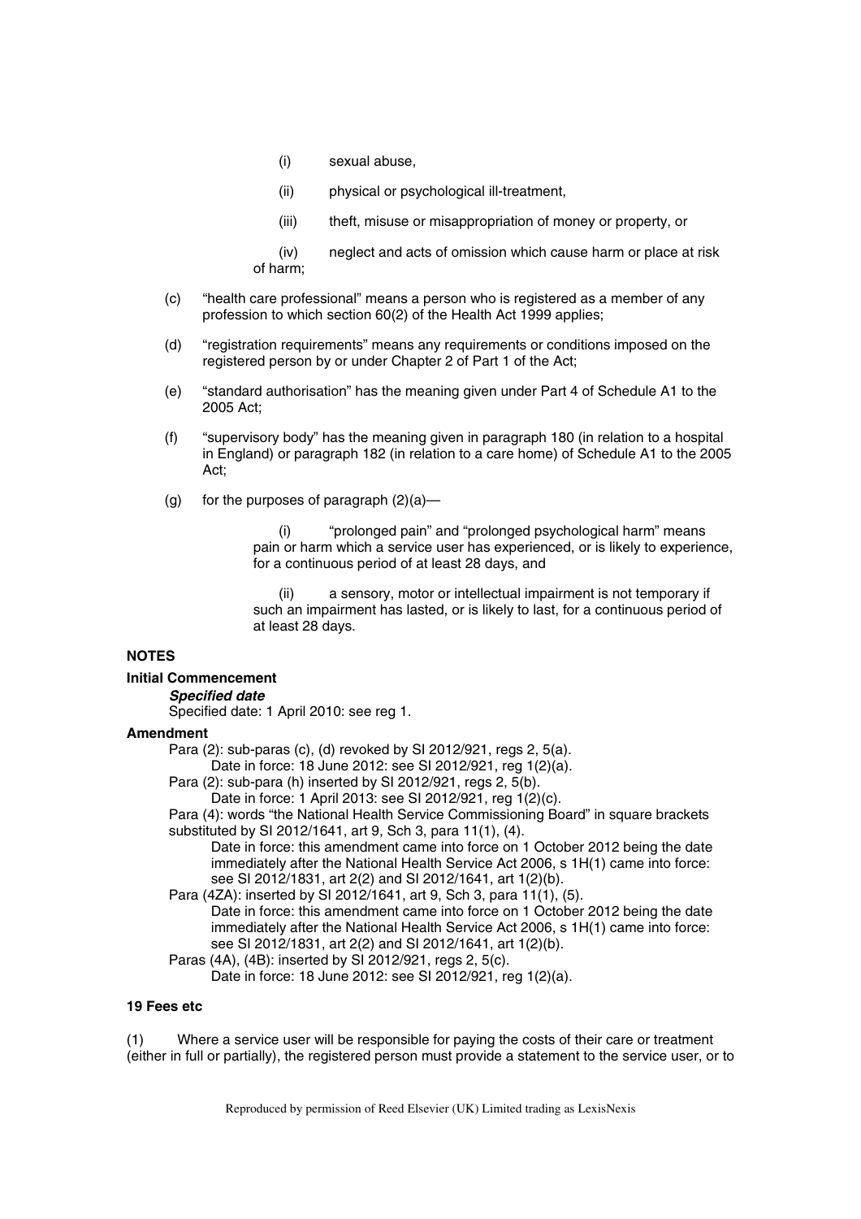(i) sexual abuse,

(ii) physical or psychological ill-treatment,

(iii) theft, misuse or misappropriation of money or property, or

(iv) neglect and acts of omission which cause harm or place at risk of harm;

(c) "health care professional" means a person who is registered as a member of any profession to which section 60(2) of the Health Act 1999 applies;

(d) "registration requirements" means any requirements or conditions imposed on the registered person by or under Chapter 2 of Part 1 of the Act;

(e) "standard authorisation" has the meaning given under Part 4 of Schedule A1 to the 2005 Act;

(f) "supervisory body" has the meaning given in paragraph 180 (in relation to a hospital in England) or paragraph 182 (in relation to a care home) of Schedule A1 to the 2005 Act;

(g) for the purposes of paragraph (2)(a)—

(i) "prolonged pain" and "prolonged psychological harm" means pain or harm which a service user has experienced, or is likely to experience, for a continuous period of at least 28 days, and

(ii) a sensory, motor or intellectual impairment is not temporary if such an impairment has lasted, or is likely to last, for a continuous period of at least 28 days.

**NOTES**

**Initial Commencement**

***Specified date***

Specified date: 1 April 2010: see reg 1.

**Amendment**

Para (2): sub-paras (c), (d) revoked by SI 2012/921, regs 2, 5(a).
Date in force: 18 June 2012: see SI 2012/921, reg 1(2)(a).

Para (2): sub-para (h) inserted by SI 2012/921, regs 2, 5(b).
Date in force: 1 April 2013: see SI 2012/921, reg 1(2)(c).

Para (4): words "the National Health Service Commissioning Board" in square brackets substituted by SI 2012/1641, art 9, Sch 3, para 11(1), (4).
Date in force: this amendment came into force on 1 October 2012 being the date immediately after the National Health Service Act 2006, s 1H(1) came into force: see SI 2012/1831, art 2(2) and SI 2012/1641, art 1(2)(b).

Para (4ZA): inserted by SI 2012/1641, art 9, Sch 3, para 11(1), (5).
Date in force: this amendment came into force on 1 October 2012 being the date immediately after the National Health Service Act 2006, s 1H(1) came into force: see SI 2012/1831, art 2(2) and SI 2012/1641, art 1(2)(b).

Paras (4A), (4B): inserted by SI 2012/921, regs 2, 5(c).
Date in force: 18 June 2012: see SI 2012/921, reg 1(2)(a).

**19 Fees etc**

(1) Where a service user will be responsible for paying the costs of their care or treatment (either in full or partially), the registered person must provide a statement to the service user, or to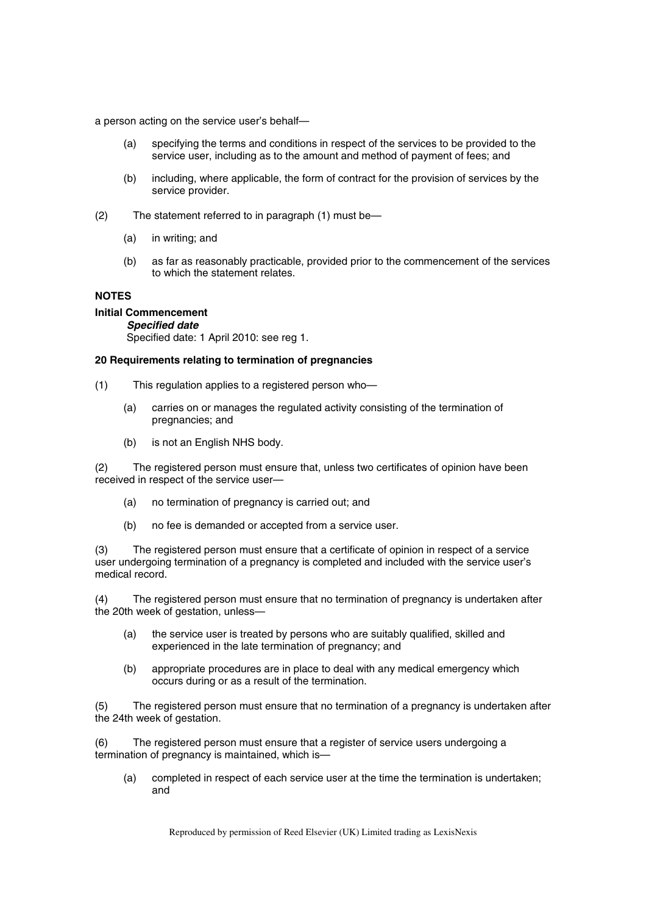a person acting on the service user's behalf—

(a) specifying the terms and conditions in respect of the services to be provided to the service user, including as to the amount and method of payment of fees; and

(b) including, where applicable, the form of contract for the provision of services by the service provider.

(2) The statement referred to in paragraph (1) must be—

(a) in writing; and

(b) as far as reasonably practicable, provided prior to the commencement of the services to which the statement relates.

**NOTES**

**Initial Commencement**

***Specified date***

Specified date: 1 April 2010: see reg 1.

**20 Requirements relating to termination of pregnancies**

(1) This regulation applies to a registered person who—

(a) carries on or manages the regulated activity consisting of the termination of pregnancies; and

(b) is not an English NHS body.

(2) The registered person must ensure that, unless two certificates of opinion have been received in respect of the service user—

(a) no termination of pregnancy is carried out; and

(b) no fee is demanded or accepted from a service user.

(3) The registered person must ensure that a certificate of opinion in respect of a service user undergoing termination of a pregnancy is completed and included with the service user's medical record.

(4) The registered person must ensure that no termination of pregnancy is undertaken after the 20th week of gestation, unless—

(a) the service user is treated by persons who are suitably qualified, skilled and experienced in the late termination of pregnancy; and

(b) appropriate procedures are in place to deal with any medical emergency which occurs during or as a result of the termination.

(5) The registered person must ensure that no termination of a pregnancy is undertaken after the 24th week of gestation.

(6) The registered person must ensure that a register of service users undergoing a termination of pregnancy is maintained, which is—

(a) completed in respect of each service user at the time the termination is undertaken; and

Reproduced by permission of Reed Elsevier (UK) Limited trading as LexisNexis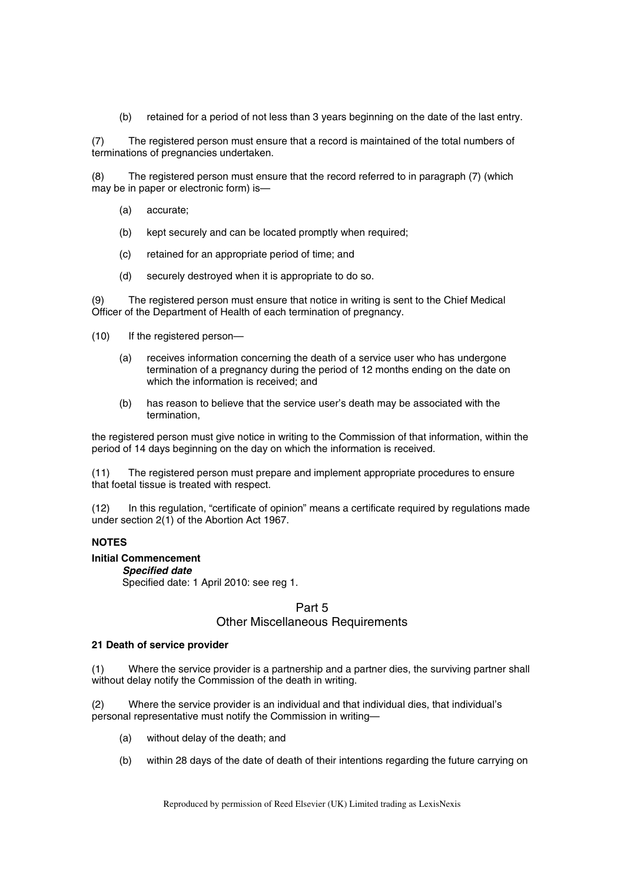(b) retained for a period of not less than 3 years beginning on the date of the last entry.

(7) The registered person must ensure that a record is maintained of the total numbers of terminations of pregnancies undertaken.

(8) The registered person must ensure that the record referred to in paragraph (7) (which may be in paper or electronic form) is—

(a) accurate;

(b) kept securely and can be located promptly when required;

(c) retained for an appropriate period of time; and

(d) securely destroyed when it is appropriate to do so.

(9) The registered person must ensure that notice in writing is sent to the Chief Medical Officer of the Department of Health of each termination of pregnancy.

(10) If the registered person—

(a) receives information concerning the death of a service user who has undergone termination of a pregnancy during the period of 12 months ending on the date on which the information is received; and

(b) has reason to believe that the service user's death may be associated with the termination,

the registered person must give notice in writing to the Commission of that information, within the period of 14 days beginning on the day on which the information is received.

(11) The registered person must prepare and implement appropriate procedures to ensure that foetal tissue is treated with respect.

(12) In this regulation, "certificate of opinion" means a certificate required by regulations made under section 2(1) of the Abortion Act 1967.

**NOTES**

**Initial Commencement**

***Specified date***

Specified date: 1 April 2010: see reg 1.

## Part 5
## Other Miscellaneous Requirements

**21 Death of service provider**

(1) Where the service provider is a partnership and a partner dies, the surviving partner shall without delay notify the Commission of the death in writing.

(2) Where the service provider is an individual and that individual dies, that individual's personal representative must notify the Commission in writing—

(a) without delay of the death; and

(b) within 28 days of the date of death of their intentions regarding the future carrying on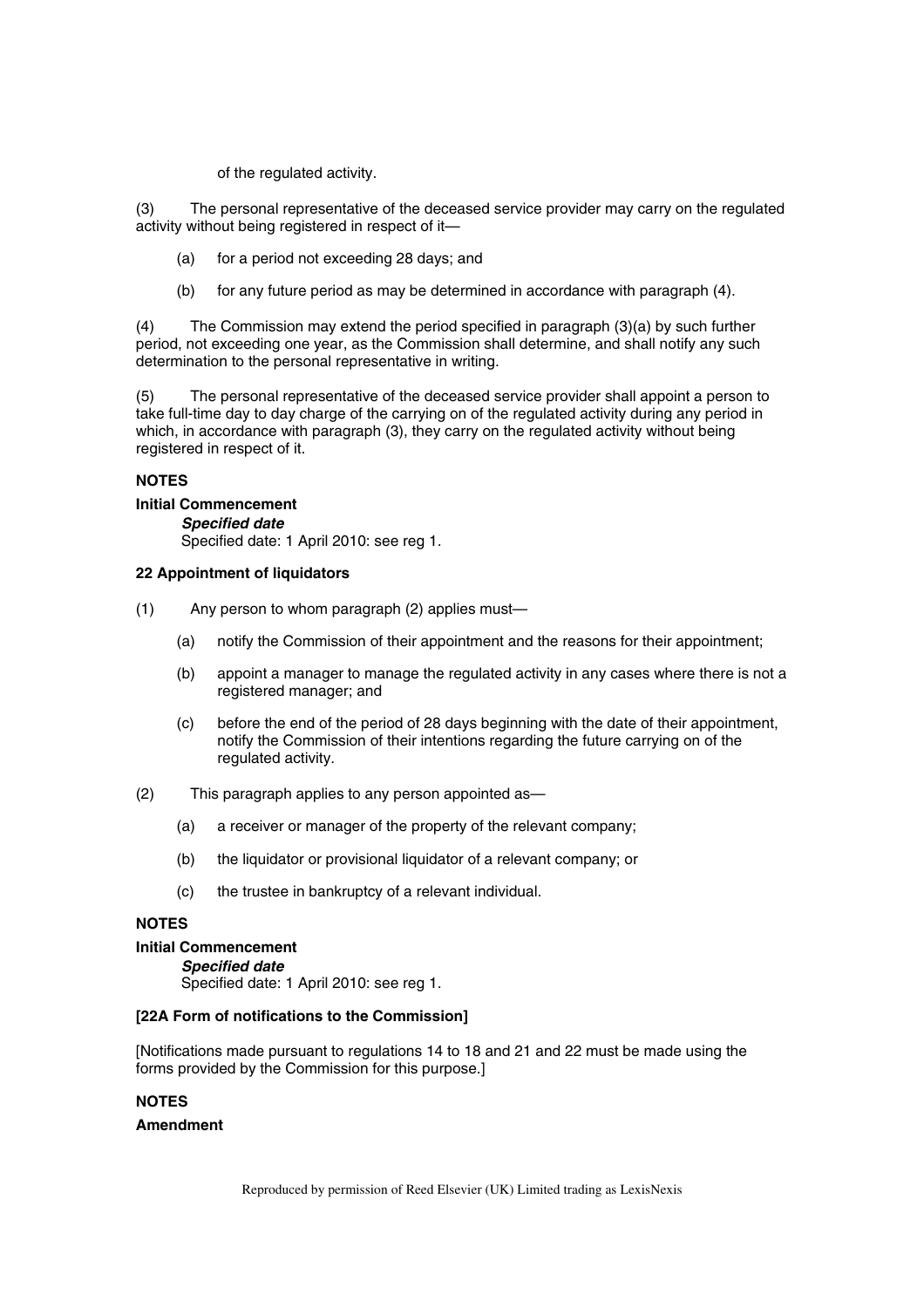of the regulated activity.

(3) The personal representative of the deceased service provider may carry on the regulated activity without being registered in respect of it—

(a) for a period not exceeding 28 days; and

(b) for any future period as may be determined in accordance with paragraph (4).

(4) The Commission may extend the period specified in paragraph (3)(a) by such further period, not exceeding one year, as the Commission shall determine, and shall notify any such determination to the personal representative in writing.

(5) The personal representative of the deceased service provider shall appoint a person to take full-time day to day charge of the carrying on of the regulated activity during any period in which, in accordance with paragraph (3), they carry on the regulated activity without being registered in respect of it.

**NOTES**

**Initial Commencement**

***Specified date***

Specified date: 1 April 2010: see reg 1.

**22 Appointment of liquidators**

(1) Any person to whom paragraph (2) applies must—

(a) notify the Commission of their appointment and the reasons for their appointment;

(b) appoint a manager to manage the regulated activity in any cases where there is not a registered manager; and

(c) before the end of the period of 28 days beginning with the date of their appointment, notify the Commission of their intentions regarding the future carrying on of the regulated activity.

(2) This paragraph applies to any person appointed as—

(a) a receiver or manager of the property of the relevant company;

(b) the liquidator or provisional liquidator of a relevant company; or

(c) the trustee in bankruptcy of a relevant individual.

**NOTES**

**Initial Commencement**

***Specified date***

Specified date: 1 April 2010: see reg 1.

**[22A Form of notifications to the Commission]**

[Notifications made pursuant to regulations 14 to 18 and 21 and 22 must be made using the forms provided by the Commission for this purpose.]

**NOTES**

**Amendment**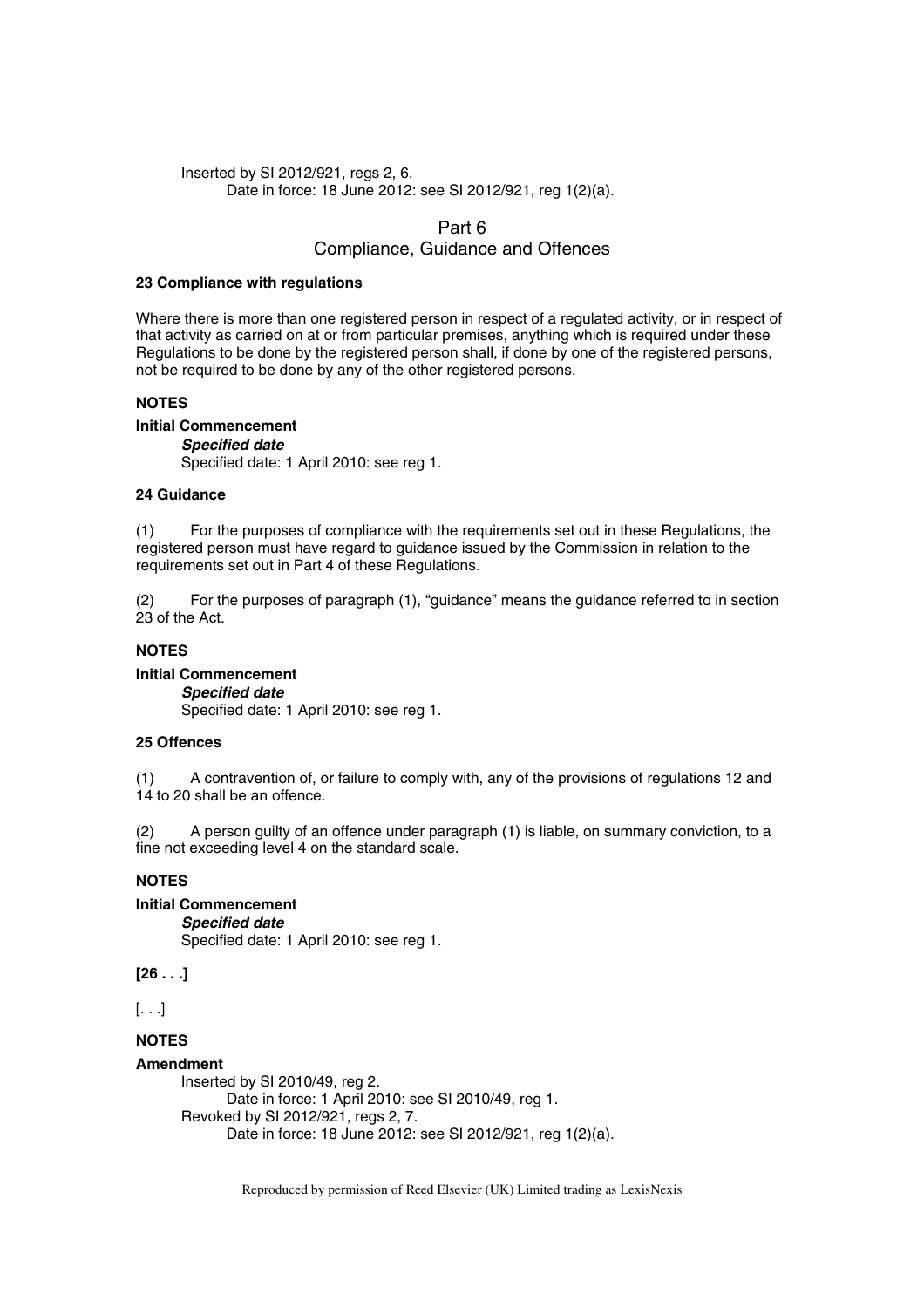Inserted by SI 2012/921, regs 2, 6.

Date in force: 18 June 2012: see SI 2012/921, reg 1(2)(a).

## Part 6
## Compliance, Guidance and Offences

**23 Compliance with regulations**

Where there is more than one registered person in respect of a regulated activity, or in respect of that activity as carried on at or from particular premises, anything which is required under these Regulations to be done by the registered person shall, if done by one of the registered persons, not be required to be done by any of the other registered persons.

**NOTES**

**Initial Commencement**

***Specified date***

Specified date: 1 April 2010: see reg 1.

**24 Guidance**

(1) For the purposes of compliance with the requirements set out in these Regulations, the registered person must have regard to guidance issued by the Commission in relation to the requirements set out in Part 4 of these Regulations.

(2) For the purposes of paragraph (1), "guidance" means the guidance referred to in section 23 of the Act.

**NOTES**

**Initial Commencement**

***Specified date***

Specified date: 1 April 2010: see reg 1.

**25 Offences**

(1) A contravention of, or failure to comply with, any of the provisions of regulations 12 and 14 to 20 shall be an offence.

(2) A person guilty of an offence under paragraph (1) is liable, on summary conviction, to a fine not exceeding level 4 on the standard scale.

**NOTES**

**Initial Commencement**

***Specified date***

Specified date: 1 April 2010: see reg 1.

**[26 . . .]**

[. . .]

**NOTES**

**Amendment**

Inserted by SI 2010/49, reg 2.

Date in force: 1 April 2010: see SI 2010/49, reg 1.

Revoked by SI 2012/921, regs 2, 7.

Date in force: 18 June 2012: see SI 2012/921, reg 1(2)(a).

Reproduced by permission of Reed Elsevier (UK) Limited trading as LexisNexis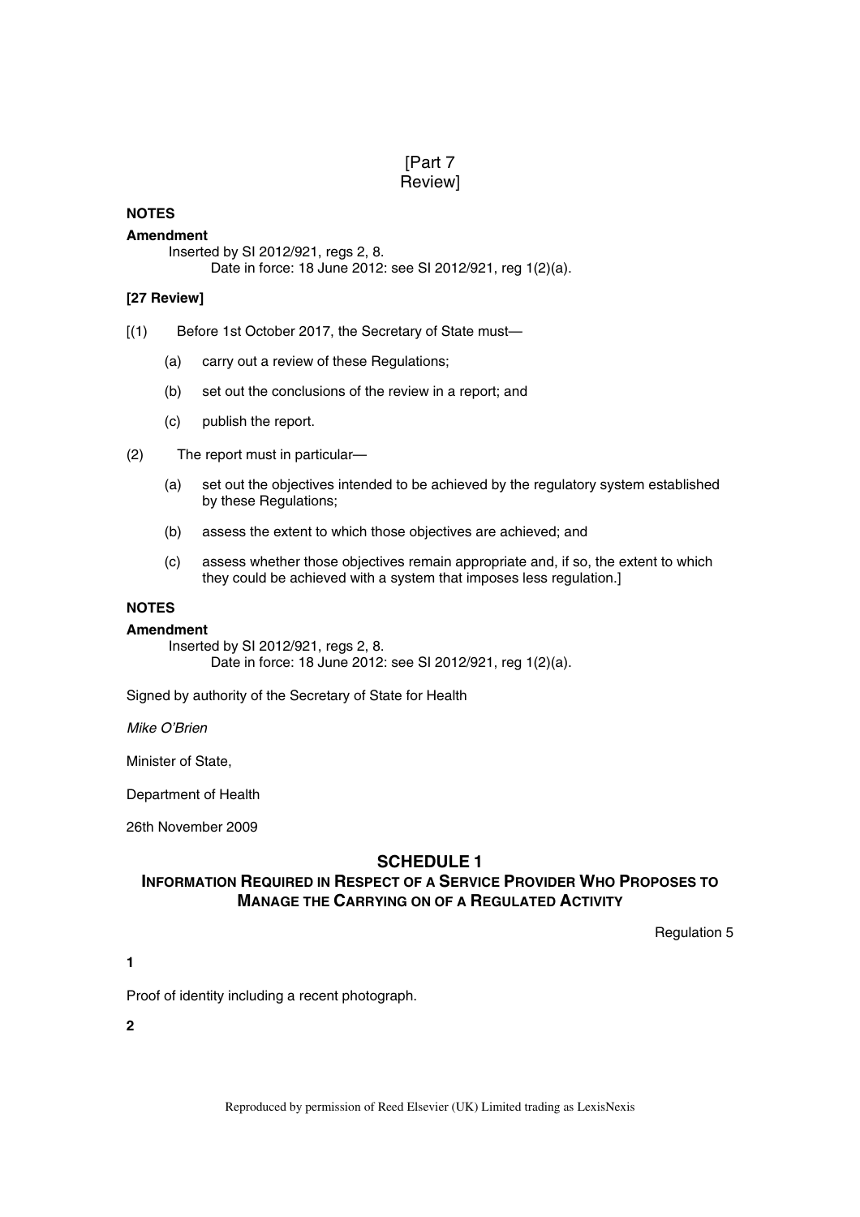# [Part 7
Review]

**NOTES**

**Amendment**

Inserted by SI 2012/921, regs 2, 8.

Date in force: 18 June 2012: see SI 2012/921, reg 1(2)(a).

**[27 Review]**

[(1) Before 1st October 2017, the Secretary of State must—

(a) carry out a review of these Regulations;

(b) set out the conclusions of the review in a report; and

(c) publish the report.

(2) The report must in particular—

(a) set out the objectives intended to be achieved by the regulatory system established by these Regulations;

(b) assess the extent to which those objectives are achieved; and

(c) assess whether those objectives remain appropriate and, if so, the extent to which they could be achieved with a system that imposes less regulation.]

**NOTES**

**Amendment**

Inserted by SI 2012/921, regs 2, 8.

Date in force: 18 June 2012: see SI 2012/921, reg 1(2)(a).

Signed by authority of the Secretary of State for Health

*Mike O'Brien*

Minister of State,

Department of Health

26th November 2009

## SCHEDULE 1
### Information Required in Respect of a Service Provider Who Proposes to Manage the Carrying on of a Regulated Activity

Regulation 5

**1**

Proof of identity including a recent photograph.

**2**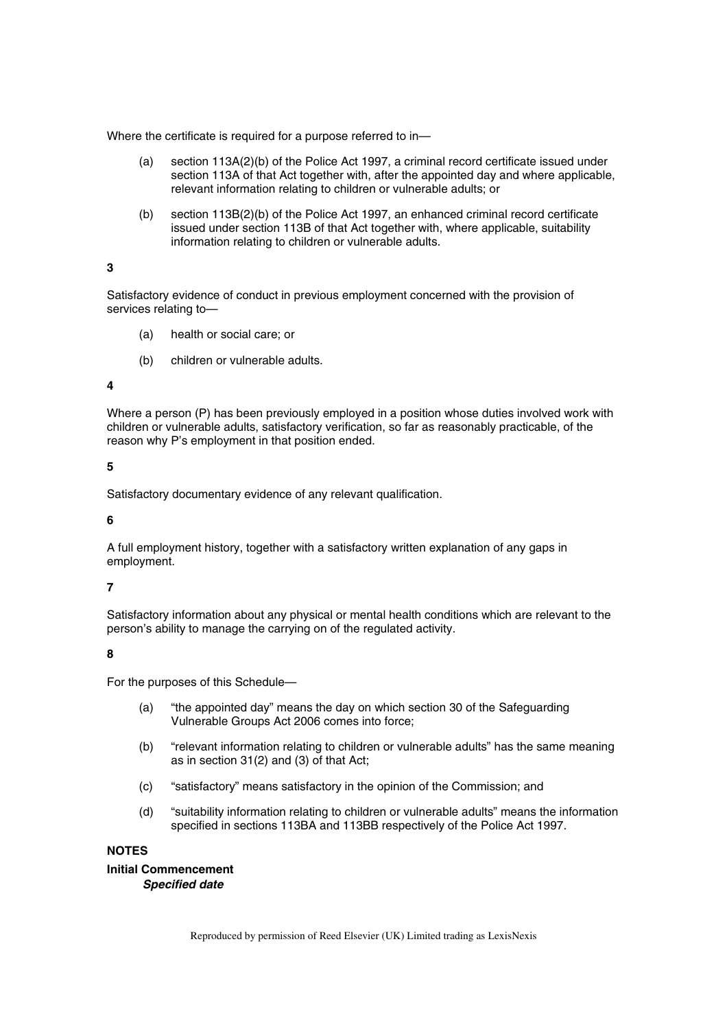Where the certificate is required for a purpose referred to in—

(a) section 113A(2)(b) of the Police Act 1997, a criminal record certificate issued under section 113A of that Act together with, after the appointed day and where applicable, relevant information relating to children or vulnerable adults; or

(b) section 113B(2)(b) of the Police Act 1997, an enhanced criminal record certificate issued under section 113B of that Act together with, where applicable, suitability information relating to children or vulnerable adults.

**3**

Satisfactory evidence of conduct in previous employment concerned with the provision of services relating to—

(a) health or social care; or

(b) children or vulnerable adults.

**4**

Where a person (P) has been previously employed in a position whose duties involved work with children or vulnerable adults, satisfactory verification, so far as reasonably practicable, of the reason why P's employment in that position ended.

**5**

Satisfactory documentary evidence of any relevant qualification.

**6**

A full employment history, together with a satisfactory written explanation of any gaps in employment.

**7**

Satisfactory information about any physical or mental health conditions which are relevant to the person's ability to manage the carrying on of the regulated activity.

**8**

For the purposes of this Schedule—

(a) "the appointed day" means the day on which section 30 of the Safeguarding Vulnerable Groups Act 2006 comes into force;

(b) "relevant information relating to children or vulnerable adults" has the same meaning as in section 31(2) and (3) of that Act;

(c) "satisfactory" means satisfactory in the opinion of the Commission; and

(d) "suitability information relating to children or vulnerable adults" means the information specified in sections 113BA and 113BB respectively of the Police Act 1997.

**NOTES**

**Initial Commencement**

***Specified date***

Reproduced by permission of Reed Elsevier (UK) Limited trading as LexisNexis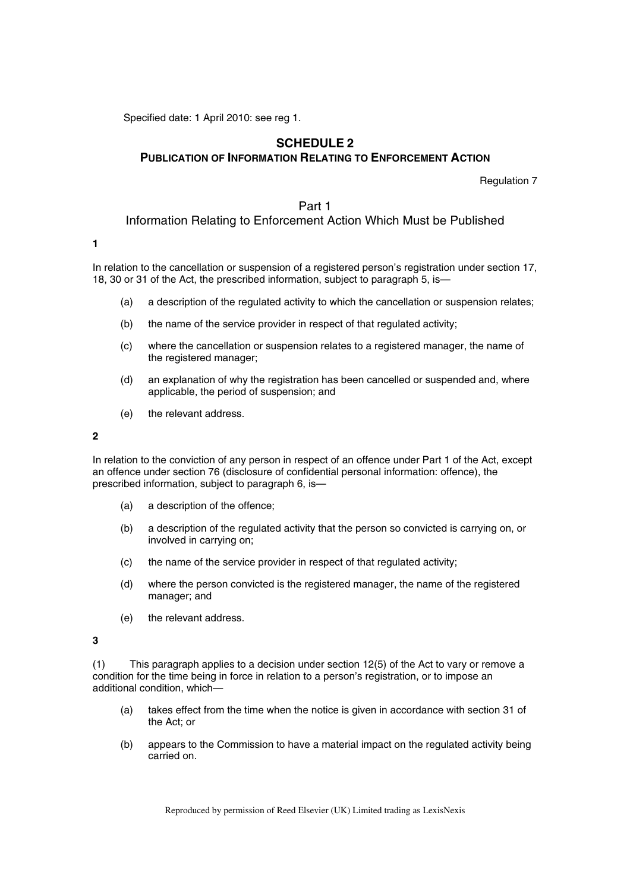Specified date: 1 April 2010: see reg 1.

## SCHEDULE 2
### PUBLICATION OF INFORMATION RELATING TO ENFORCEMENT ACTION

Regulation 7

### Part 1
### Information Relating to Enforcement Action Which Must be Published

**1**

In relation to the cancellation or suspension of a registered person's registration under section 17, 18, 30 or 31 of the Act, the prescribed information, subject to paragraph 5, is—

(a) a description of the regulated activity to which the cancellation or suspension relates;

(b) the name of the service provider in respect of that regulated activity;

(c) where the cancellation or suspension relates to a registered manager, the name of the registered manager;

(d) an explanation of why the registration has been cancelled or suspended and, where applicable, the period of suspension; and

(e) the relevant address.

**2**

In relation to the conviction of any person in respect of an offence under Part 1 of the Act, except an offence under section 76 (disclosure of confidential personal information: offence), the prescribed information, subject to paragraph 6, is—

(a) a description of the offence;

(b) a description of the regulated activity that the person so convicted is carrying on, or involved in carrying on;

(c) the name of the service provider in respect of that regulated activity;

(d) where the person convicted is the registered manager, the name of the registered manager; and

(e) the relevant address.

**3**

(1) This paragraph applies to a decision under section 12(5) of the Act to vary or remove a condition for the time being in force in relation to a person's registration, or to impose an additional condition, which—

(a) takes effect from the time when the notice is given in accordance with section 31 of the Act; or

(b) appears to the Commission to have a material impact on the regulated activity being carried on.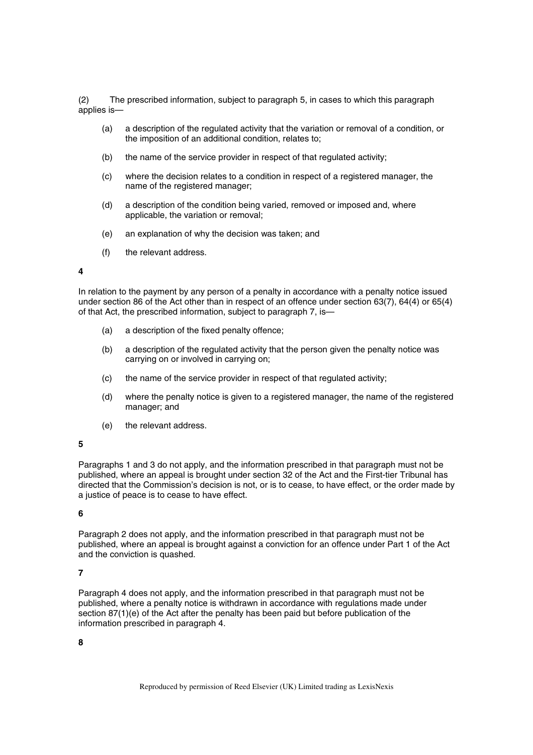(2) The prescribed information, subject to paragraph 5, in cases to which this paragraph applies is—

(a) a description of the regulated activity that the variation or removal of a condition, or the imposition of an additional condition, relates to;

(b) the name of the service provider in respect of that regulated activity;

(c) where the decision relates to a condition in respect of a registered manager, the name of the registered manager;

(d) a description of the condition being varied, removed or imposed and, where applicable, the variation or removal;

(e) an explanation of why the decision was taken; and

(f) the relevant address.

**4**

In relation to the payment by any person of a penalty in accordance with a penalty notice issued under section 86 of the Act other than in respect of an offence under section 63(7), 64(4) or 65(4) of that Act, the prescribed information, subject to paragraph 7, is—

(a) a description of the fixed penalty offence;

(b) a description of the regulated activity that the person given the penalty notice was carrying on or involved in carrying on;

(c) the name of the service provider in respect of that regulated activity;

(d) where the penalty notice is given to a registered manager, the name of the registered manager; and

(e) the relevant address.

**5**

Paragraphs 1 and 3 do not apply, and the information prescribed in that paragraph must not be published, where an appeal is brought under section 32 of the Act and the First-tier Tribunal has directed that the Commission's decision is not, or is to cease, to have effect, or the order made by a justice of peace is to cease to have effect.

**6**

Paragraph 2 does not apply, and the information prescribed in that paragraph must not be published, where an appeal is brought against a conviction for an offence under Part 1 of the Act and the conviction is quashed.

**7**

Paragraph 4 does not apply, and the information prescribed in that paragraph must not be published, where a penalty notice is withdrawn in accordance with regulations made under section 87(1)(e) of the Act after the penalty has been paid but before publication of the information prescribed in paragraph 4.

**8**

Reproduced by permission of Reed Elsevier (UK) Limited trading as LexisNexis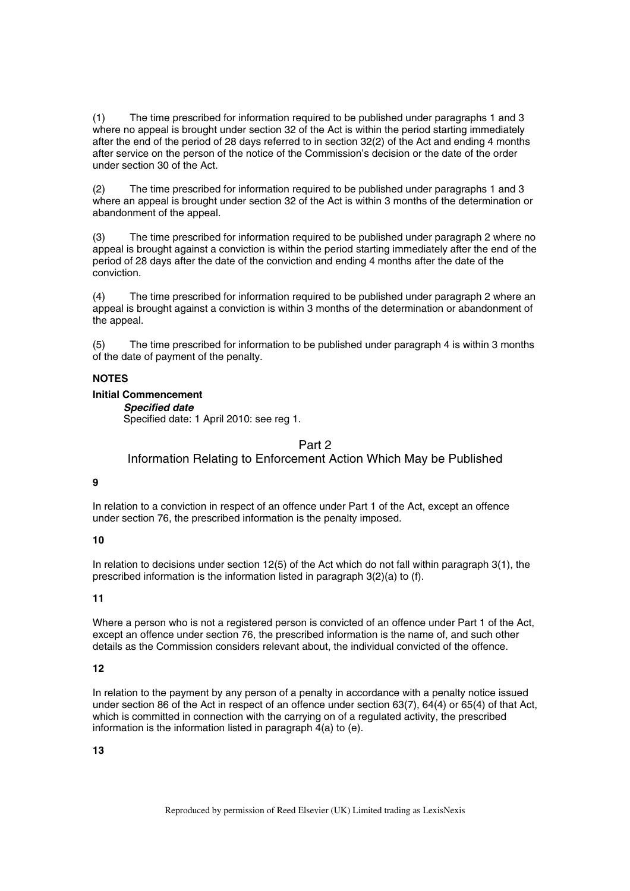(1) The time prescribed for information required to be published under paragraphs 1 and 3 where no appeal is brought under section 32 of the Act is within the period starting immediately after the end of the period of 28 days referred to in section 32(2) of the Act and ending 4 months after service on the person of the notice of the Commission's decision or the date of the order under section 30 of the Act.

(2) The time prescribed for information required to be published under paragraphs 1 and 3 where an appeal is brought under section 32 of the Act is within 3 months of the determination or abandonment of the appeal.

(3) The time prescribed for information required to be published under paragraph 2 where no appeal is brought against a conviction is within the period starting immediately after the end of the period of 28 days after the date of the conviction and ending 4 months after the date of the conviction.

(4) The time prescribed for information required to be published under paragraph 2 where an appeal is brought against a conviction is within 3 months of the determination or abandonment of the appeal.

(5) The time prescribed for information to be published under paragraph 4 is within 3 months of the date of payment of the penalty.

**NOTES**

**Initial Commencement**

***Specified date***

Specified date: 1 April 2010: see reg 1.

## Part 2
## Information Relating to Enforcement Action Which May be Published

**9**

In relation to a conviction in respect of an offence under Part 1 of the Act, except an offence under section 76, the prescribed information is the penalty imposed.

**10**

In relation to decisions under section 12(5) of the Act which do not fall within paragraph 3(1), the prescribed information is the information listed in paragraph 3(2)(a) to (f).

**11**

Where a person who is not a registered person is convicted of an offence under Part 1 of the Act, except an offence under section 76, the prescribed information is the name of, and such other details as the Commission considers relevant about, the individual convicted of the offence.

**12**

In relation to the payment by any person of a penalty in accordance with a penalty notice issued under section 86 of the Act in respect of an offence under section 63(7), 64(4) or 65(4) of that Act, which is committed in connection with the carrying on of a regulated activity, the prescribed information is the information listed in paragraph 4(a) to (e).

**13**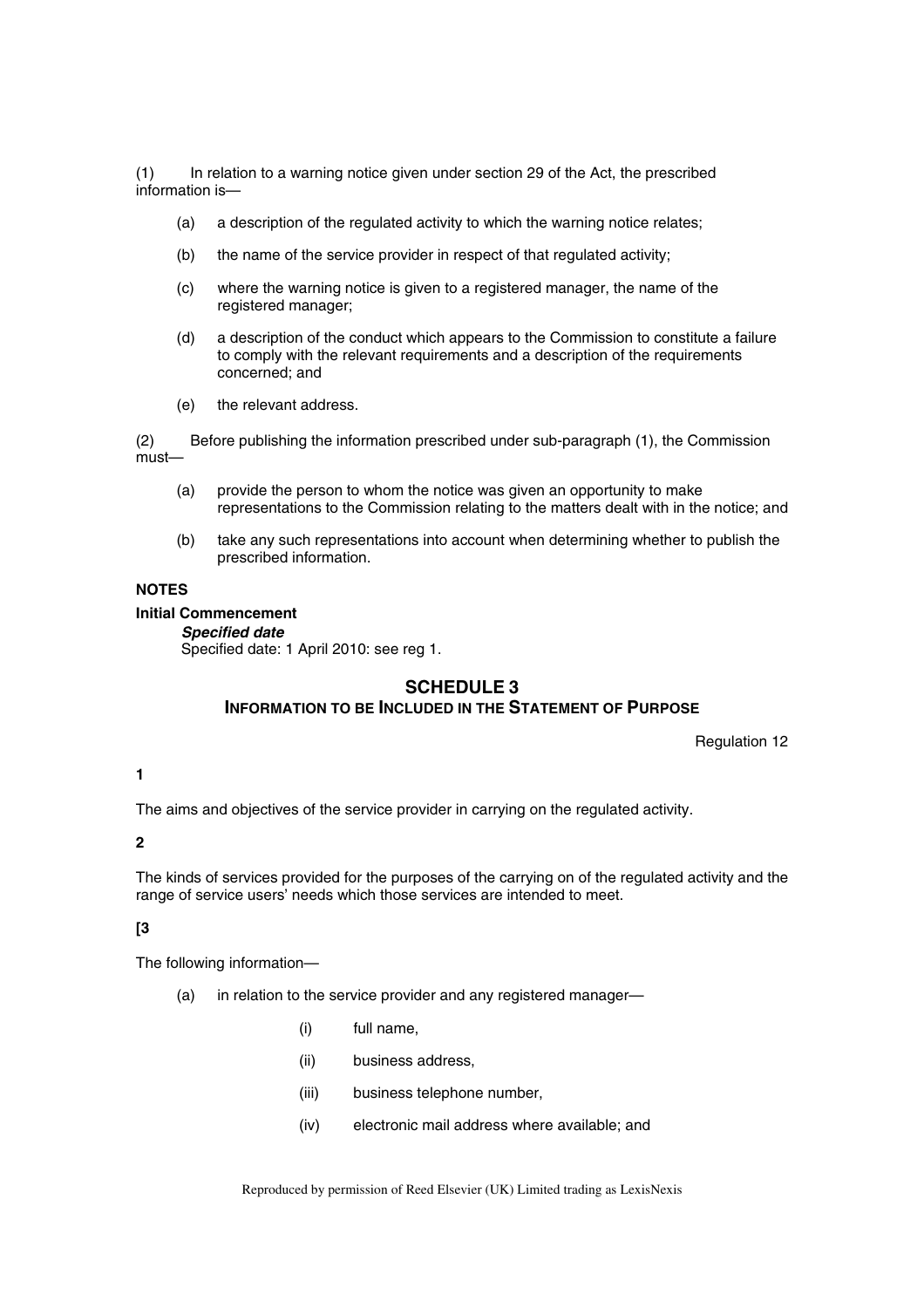(1) In relation to a warning notice given under section 29 of the Act, the prescribed information is—

(a) a description of the regulated activity to which the warning notice relates;

(b) the name of the service provider in respect of that regulated activity;

(c) where the warning notice is given to a registered manager, the name of the registered manager;

(d) a description of the conduct which appears to the Commission to constitute a failure to comply with the relevant requirements and a description of the requirements concerned; and

(e) the relevant address.

(2) Before publishing the information prescribed under sub-paragraph (1), the Commission must—

(a) provide the person to whom the notice was given an opportunity to make representations to the Commission relating to the matters dealt with in the notice; and

(b) take any such representations into account when determining whether to publish the prescribed information.

**NOTES**

**Initial Commencement**

***Specified date***

Specified date: 1 April 2010: see reg 1.

## SCHEDULE 3
### INFORMATION TO BE INCLUDED IN THE STATEMENT OF PURPOSE

Regulation 12

**1**

The aims and objectives of the service provider in carrying on the regulated activity.

**2**

The kinds of services provided for the purposes of the carrying on of the regulated activity and the range of service users' needs which those services are intended to meet.

**[3**

The following information—

(a) in relation to the service provider and any registered manager—

(i) full name,

(ii) business address,

(iii) business telephone number,

(iv) electronic mail address where available; and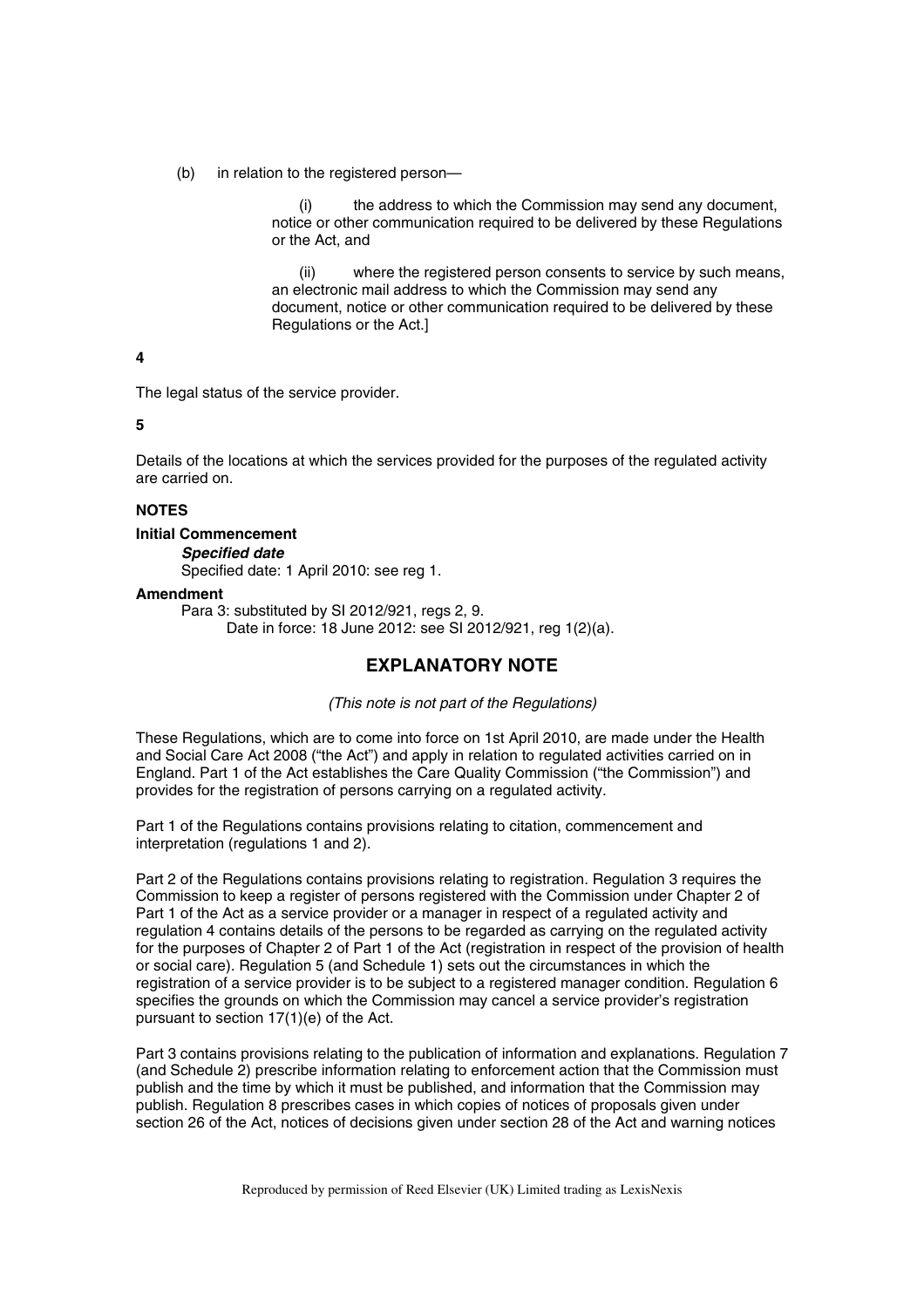(b) in relation to the registered person—

(i) the address to which the Commission may send any document, notice or other communication required to be delivered by these Regulations or the Act, and

(ii) where the registered person consents to service by such means, an electronic mail address to which the Commission may send any document, notice or other communication required to be delivered by these Regulations or the Act.]

**4**

The legal status of the service provider.

**5**

Details of the locations at which the services provided for the purposes of the regulated activity are carried on.

**NOTES**

**Initial Commencement**

***Specified date***

Specified date: 1 April 2010: see reg 1.

**Amendment**

Para 3: substituted by SI 2012/921, regs 2, 9.

Date in force: 18 June 2012: see SI 2012/921, reg 1(2)(a).

## EXPLANATORY NOTE

*(This note is not part of the Regulations)*

These Regulations, which are to come into force on 1st April 2010, are made under the Health and Social Care Act 2008 ("the Act") and apply in relation to regulated activities carried on in England. Part 1 of the Act establishes the Care Quality Commission ("the Commission") and provides for the registration of persons carrying on a regulated activity.

Part 1 of the Regulations contains provisions relating to citation, commencement and interpretation (regulations 1 and 2).

Part 2 of the Regulations contains provisions relating to registration. Regulation 3 requires the Commission to keep a register of persons registered with the Commission under Chapter 2 of Part 1 of the Act as a service provider or a manager in respect of a regulated activity and regulation 4 contains details of the persons to be regarded as carrying on the regulated activity for the purposes of Chapter 2 of Part 1 of the Act (registration in respect of the provision of health or social care). Regulation 5 (and Schedule 1) sets out the circumstances in which the registration of a service provider is to be subject to a registered manager condition. Regulation 6 specifies the grounds on which the Commission may cancel a service provider's registration pursuant to section 17(1)(e) of the Act.

Part 3 contains provisions relating to the publication of information and explanations. Regulation 7 (and Schedule 2) prescribe information relating to enforcement action that the Commission must publish and the time by which it must be published, and information that the Commission may publish. Regulation 8 prescribes cases in which copies of notices of proposals given under section 26 of the Act, notices of decisions given under section 28 of the Act and warning notices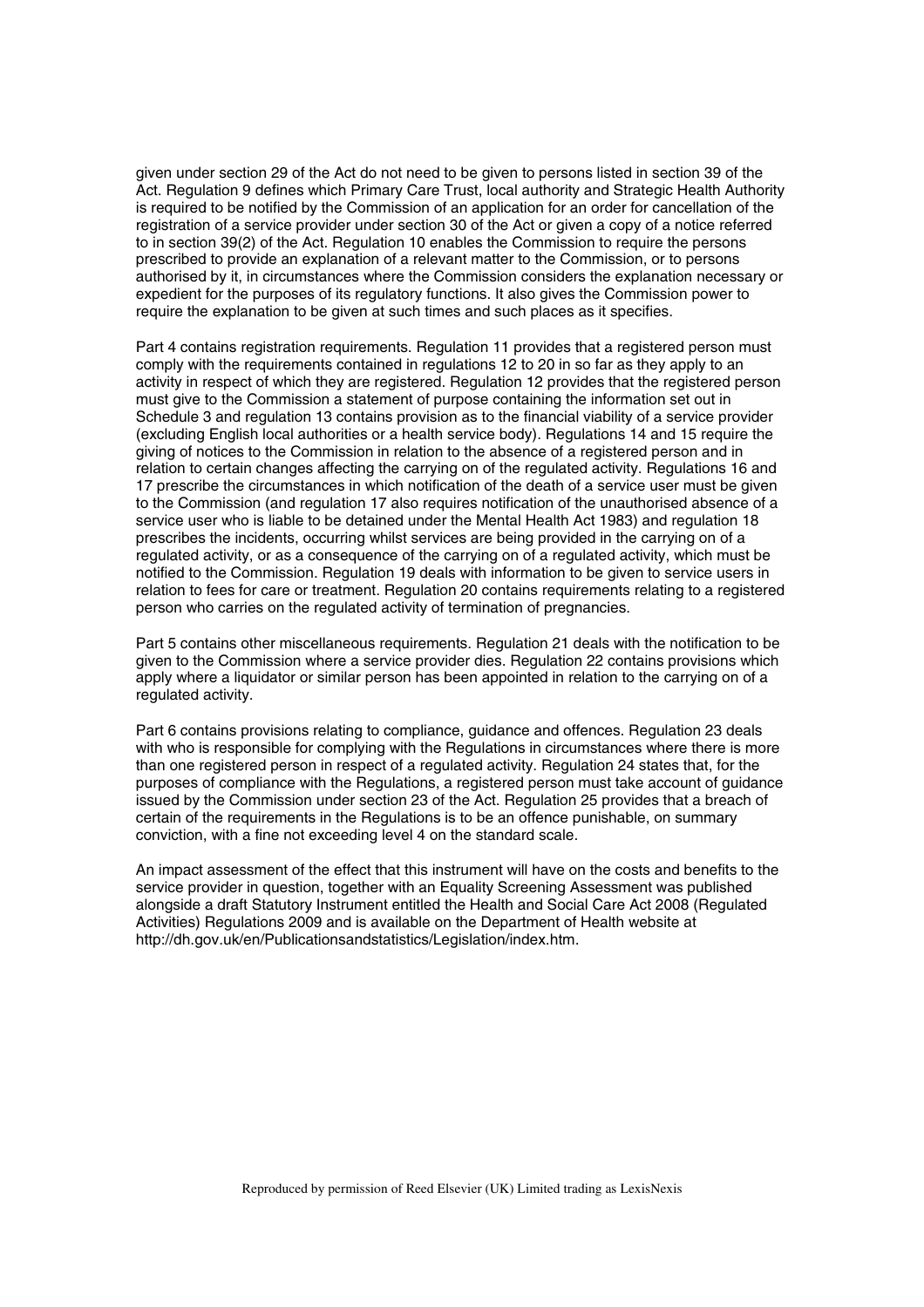given under section 29 of the Act do not need to be given to persons listed in section 39 of the Act. Regulation 9 defines which Primary Care Trust, local authority and Strategic Health Authority is required to be notified by the Commission of an application for an order for cancellation of the registration of a service provider under section 30 of the Act or given a copy of a notice referred to in section 39(2) of the Act. Regulation 10 enables the Commission to require the persons prescribed to provide an explanation of a relevant matter to the Commission, or to persons authorised by it, in circumstances where the Commission considers the explanation necessary or expedient for the purposes of its regulatory functions. It also gives the Commission power to require the explanation to be given at such times and such places as it specifies.

Part 4 contains registration requirements. Regulation 11 provides that a registered person must comply with the requirements contained in regulations 12 to 20 in so far as they apply to an activity in respect of which they are registered. Regulation 12 provides that the registered person must give to the Commission a statement of purpose containing the information set out in Schedule 3 and regulation 13 contains provision as to the financial viability of a service provider (excluding English local authorities or a health service body). Regulations 14 and 15 require the giving of notices to the Commission in relation to the absence of a registered person and in relation to certain changes affecting the carrying on of the regulated activity. Regulations 16 and 17 prescribe the circumstances in which notification of the death of a service user must be given to the Commission (and regulation 17 also requires notification of the unauthorised absence of a service user who is liable to be detained under the Mental Health Act 1983) and regulation 18 prescribes the incidents, occurring whilst services are being provided in the carrying on of a regulated activity, or as a consequence of the carrying on of a regulated activity, which must be notified to the Commission. Regulation 19 deals with information to be given to service users in relation to fees for care or treatment. Regulation 20 contains requirements relating to a registered person who carries on the regulated activity of termination of pregnancies.

Part 5 contains other miscellaneous requirements. Regulation 21 deals with the notification to be given to the Commission where a service provider dies. Regulation 22 contains provisions which apply where a liquidator or similar person has been appointed in relation to the carrying on of a regulated activity.

Part 6 contains provisions relating to compliance, guidance and offences. Regulation 23 deals with who is responsible for complying with the Regulations in circumstances where there is more than one registered person in respect of a regulated activity. Regulation 24 states that, for the purposes of compliance with the Regulations, a registered person must take account of guidance issued by the Commission under section 23 of the Act. Regulation 25 provides that a breach of certain of the requirements in the Regulations is to be an offence punishable, on summary conviction, with a fine not exceeding level 4 on the standard scale.

An impact assessment of the effect that this instrument will have on the costs and benefits to the service provider in question, together with an Equality Screening Assessment was published alongside a draft Statutory Instrument entitled the Health and Social Care Act 2008 (Regulated Activities) Regulations 2009 and is available on the Department of Health website at http://dh.gov.uk/en/Publicationsandstatistics/Legislation/index.htm.

Reproduced by permission of Reed Elsevier (UK) Limited trading as LexisNexis